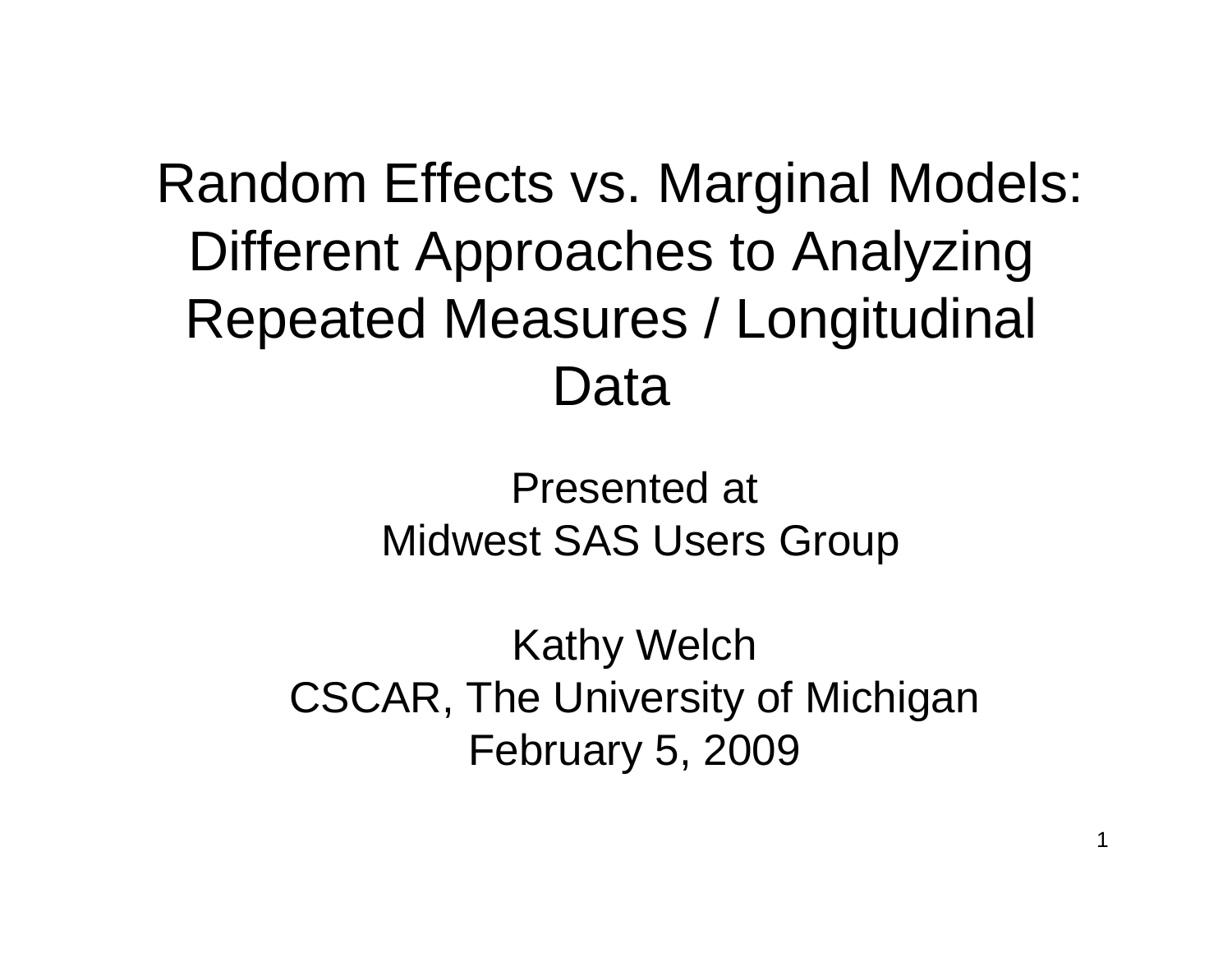# Random Effects vs. Marginal Models: Different Approaches to Analyzing Repeated Measures / Longitudinal Data

Presented at
Midwest SAS Users Group

Kathy Welch
CSCAR, The University of Michigan
February 5, 2009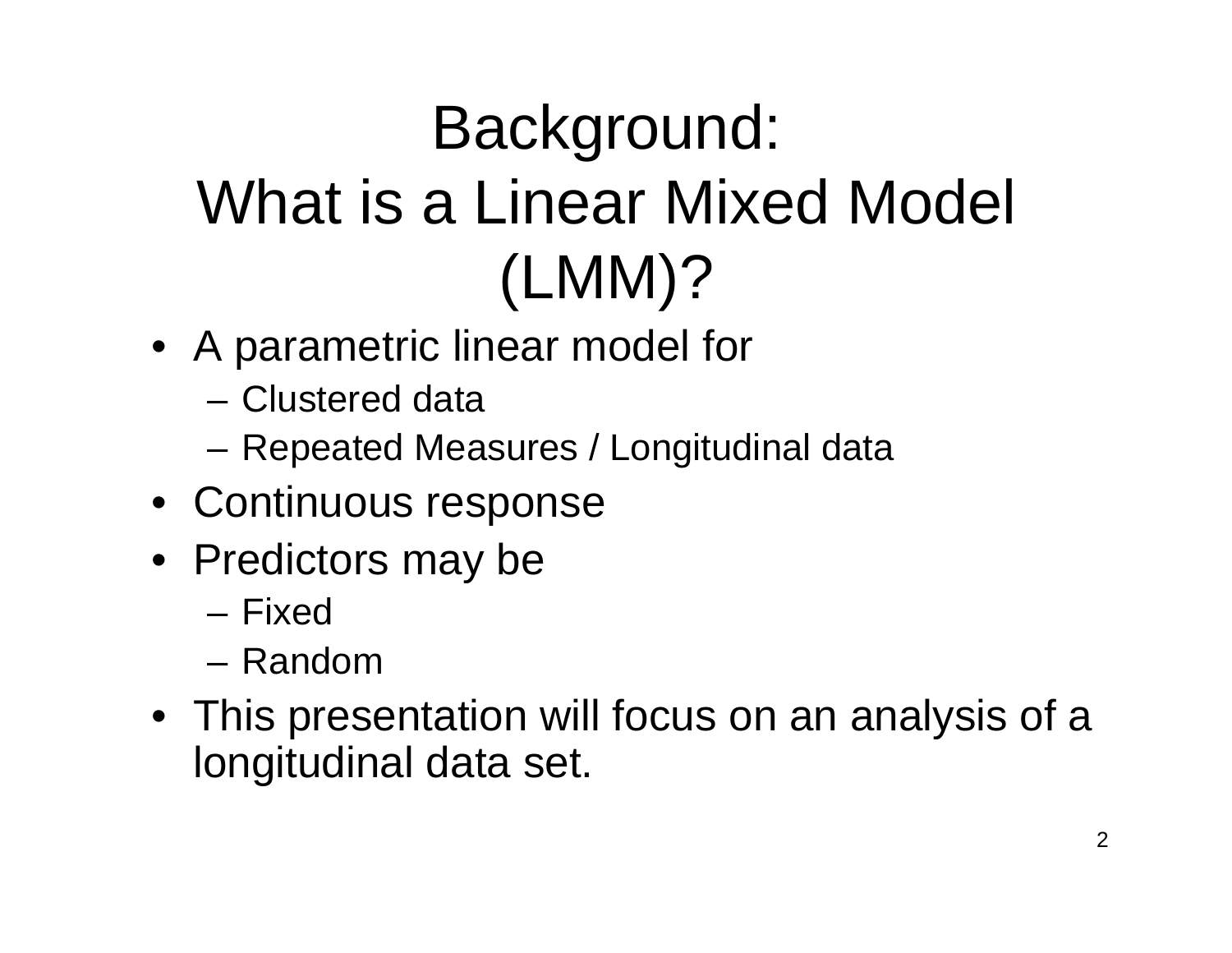# Background: What is a Linear Mixed Model (LMM)?

- A parametric linear model for
  - Clustered data
  - Repeated Measures / Longitudinal data
- Continuous response
- Predictors may be
  - Fixed
  - Random
- This presentation will focus on an analysis of a longitudinal data set.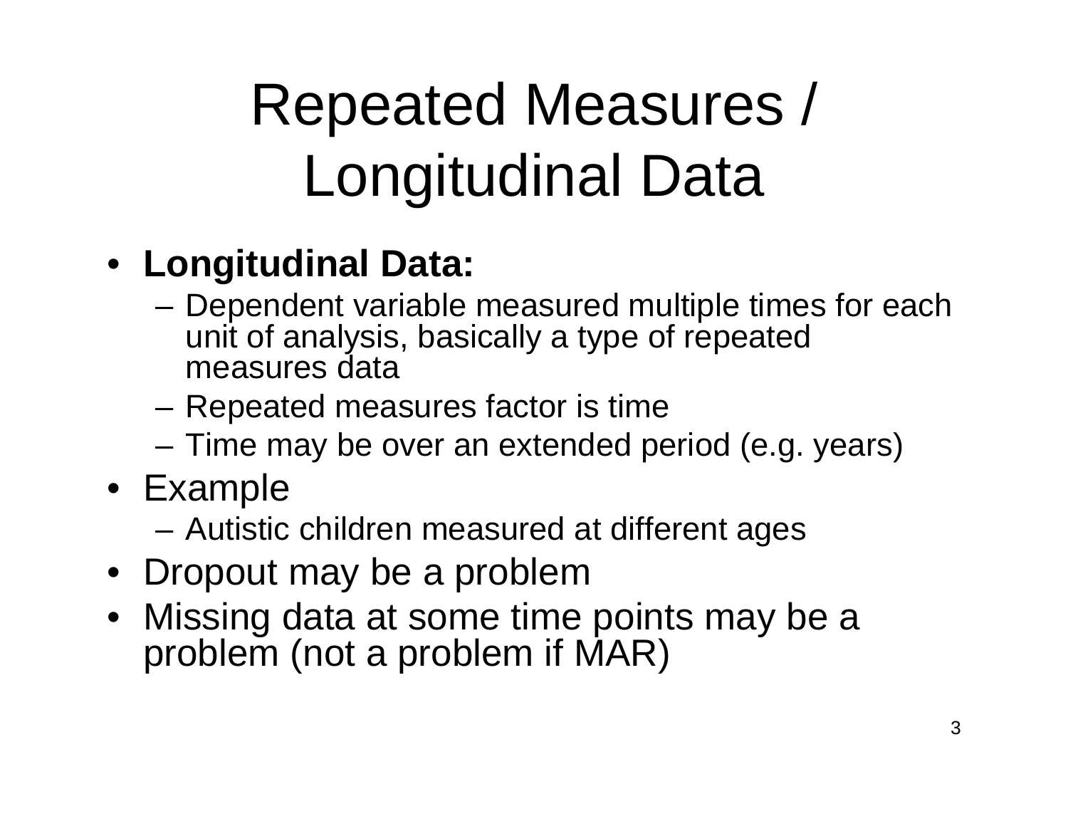# Repeated Measures / Longitudinal Data

- **Longitudinal Data:**
  - Dependent variable measured multiple times for each unit of analysis, basically a type of repeated measures data
  - Repeated measures factor is time
  - Time may be over an extended period (e.g. years)
- Example
  - Autistic children measured at different ages
- Dropout may be a problem
- Missing data at some time points may be a problem (not a problem if MAR)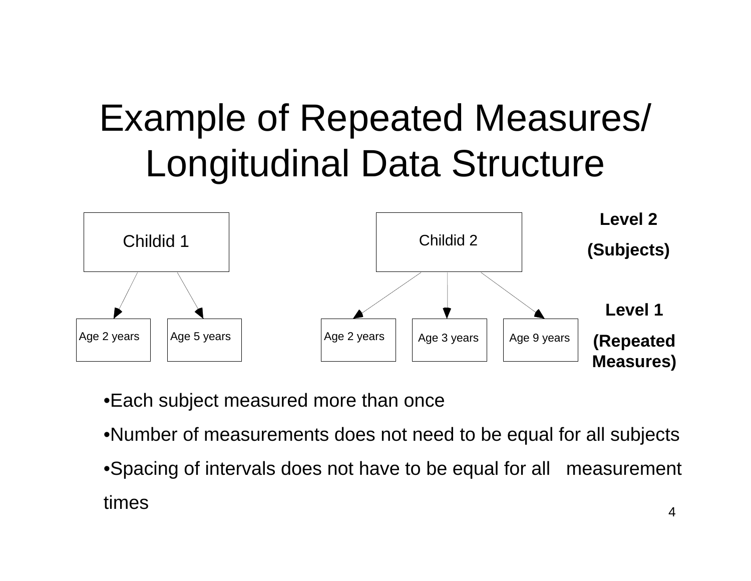# Example of Repeated Measures/ Longitudinal Data Structure

Childid 1

Childid 2

**Level 2**

**(Subjects)**

Age 2 years

Age 5 years

Age 2 years

Age 3 years

Age 9 years

**Level 1**

**(Repeated Measures)**

- Each subject measured more than once
- Number of measurements does not need to be equal for all subjects
- Spacing of intervals does not have to be equal for all measurement times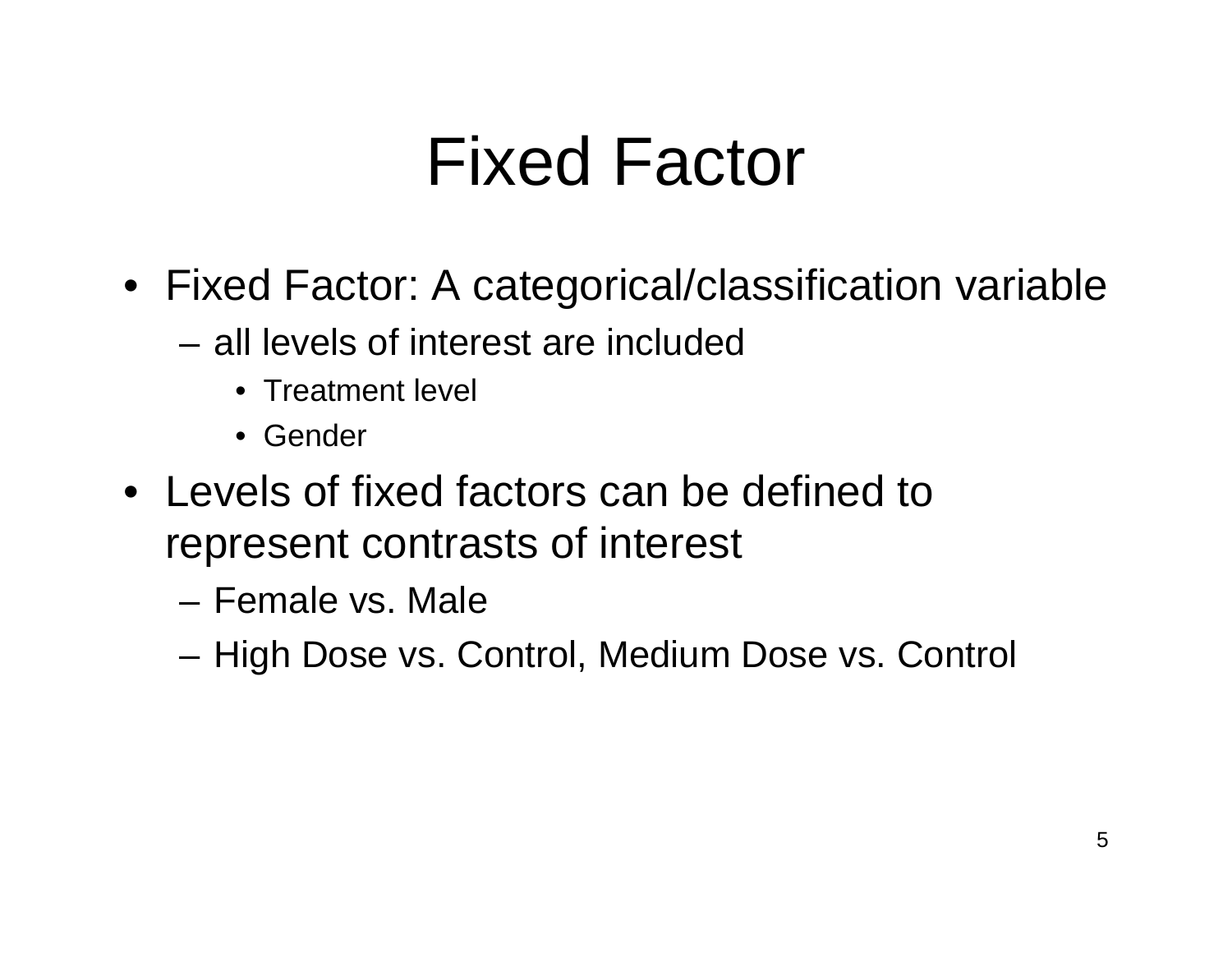# Fixed Factor

- Fixed Factor: A categorical/classification variable
  - all levels of interest are included
    - Treatment level
    - Gender
- Levels of fixed factors can be defined to represent contrasts of interest
  - Female vs. Male
  - High Dose vs. Control, Medium Dose vs. Control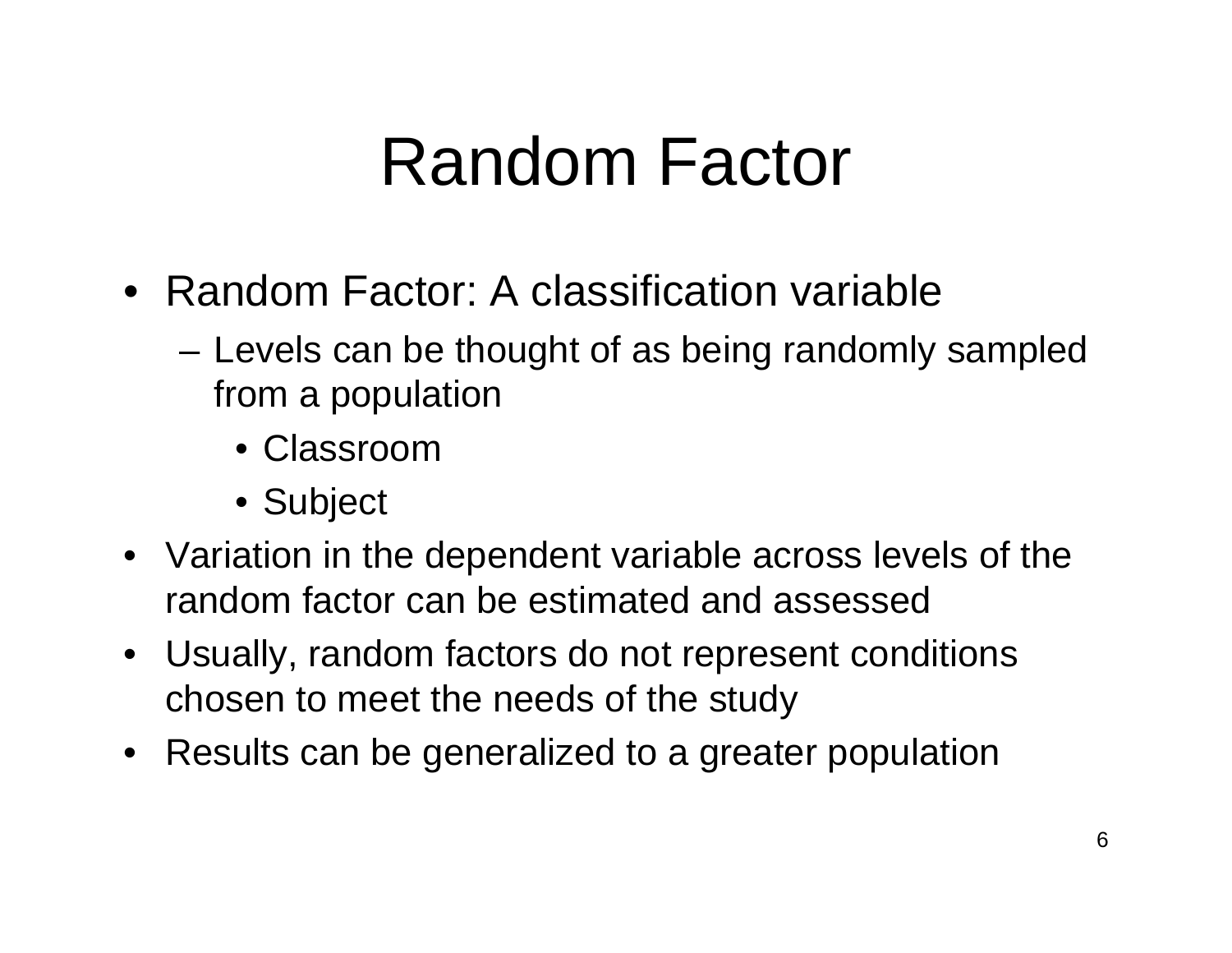# Random Factor

- Random Factor: A classification variable
  - Levels can be thought of as being randomly sampled from a population
    - Classroom
    - Subject
- Variation in the dependent variable across levels of the random factor can be estimated and assessed
- Usually, random factors do not represent conditions chosen to meet the needs of the study
- Results can be generalized to a greater population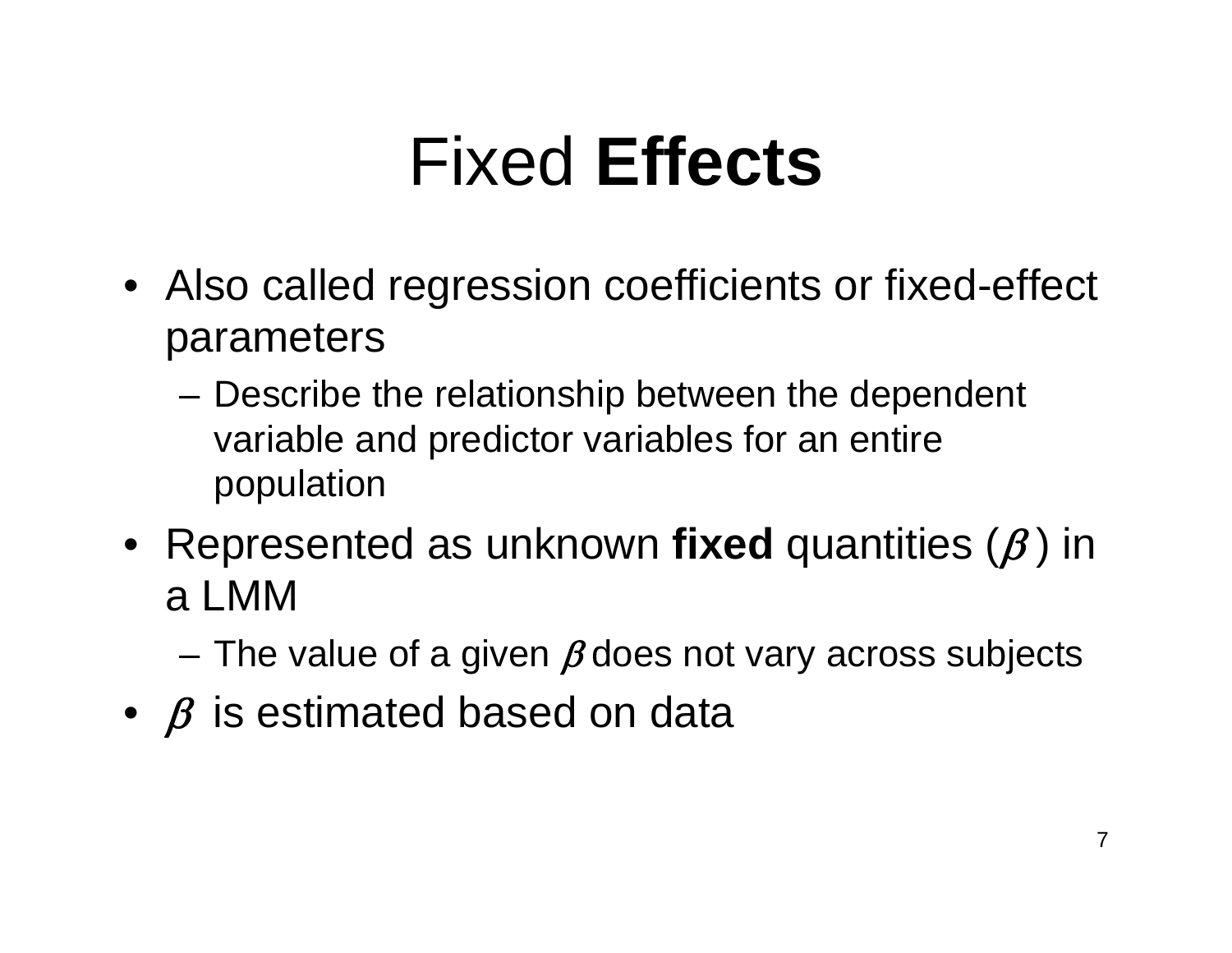# Fixed **Effects**

- Also called regression coefficients or fixed-effect parameters
  - Describe the relationship between the dependent variable and predictor variables for an entire population
- Represented as unknown **fixed** quantities ($\beta$) in a LMM
  - The value of a given $\beta$ does not vary across subjects
- $\beta$ is estimated based on data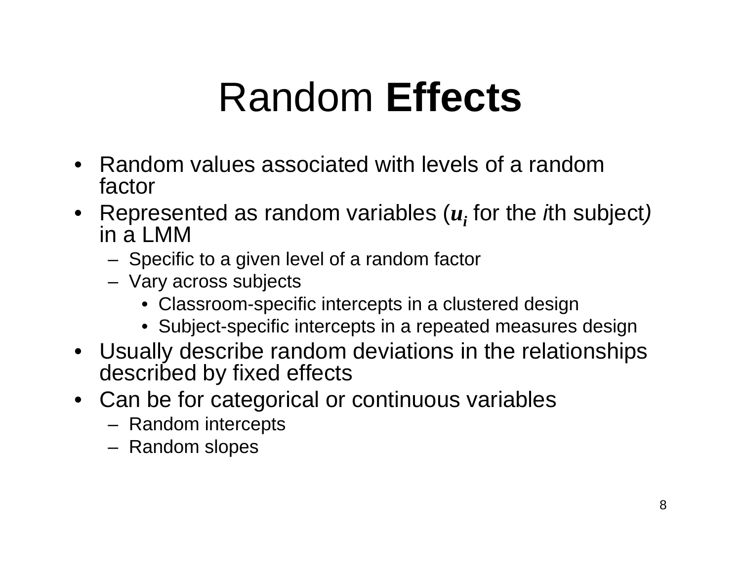# Random **Effects**

- Random values associated with levels of a random factor
- Represented as random variables ($u_i$ for the *i*th subject*)* in a LMM
  - Specific to a given level of a random factor
  - Vary across subjects
    - Classroom-specific intercepts in a clustered design
    - Subject-specific intercepts in a repeated measures design
- Usually describe random deviations in the relationships described by fixed effects
- Can be for categorical or continuous variables
  - Random intercepts
  - Random slopes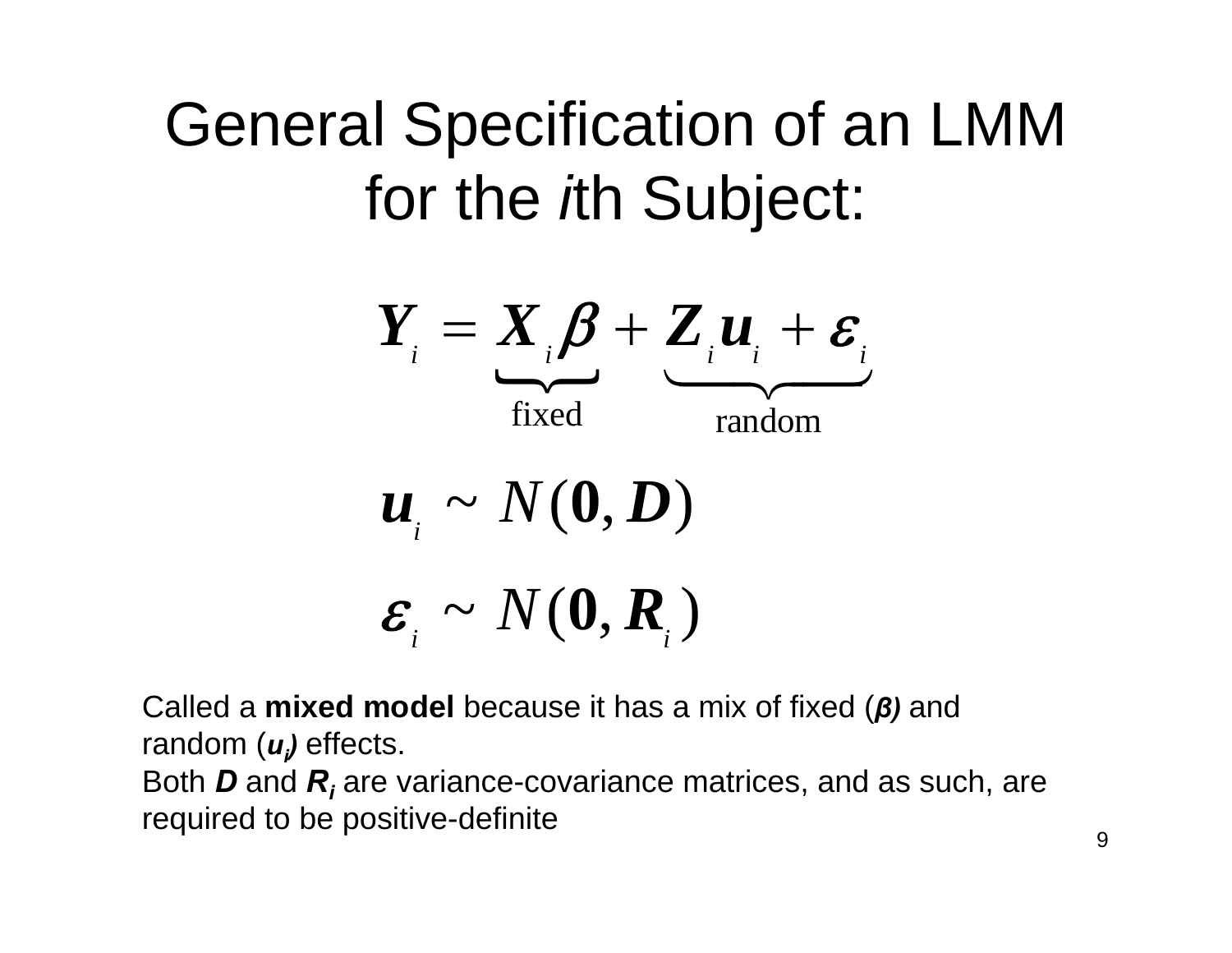# General Specification of an LMM for the *i*th Subject:

$$\boldsymbol{Y}_i = \underbrace{\boldsymbol{X}_i \boldsymbol{\beta}}_{\text{fixed}} + \underbrace{\boldsymbol{Z}_i \boldsymbol{u}_i + \boldsymbol{\varepsilon}_i}_{\text{random}}$$

$$\boldsymbol{u}_i \sim N(\boldsymbol{0}, \boldsymbol{D})$$

$$\boldsymbol{\varepsilon}_i \sim N(\boldsymbol{0}, \boldsymbol{R}_i)$$

Called a **mixed model** because it has a mix of fixed ($\boldsymbol{\beta}$) and random ($\boldsymbol{u}_i$) effects.
Both $\boldsymbol{D}$ and $\boldsymbol{R}_i$ are variance-covariance matrices, and as such, are required to be positive-definite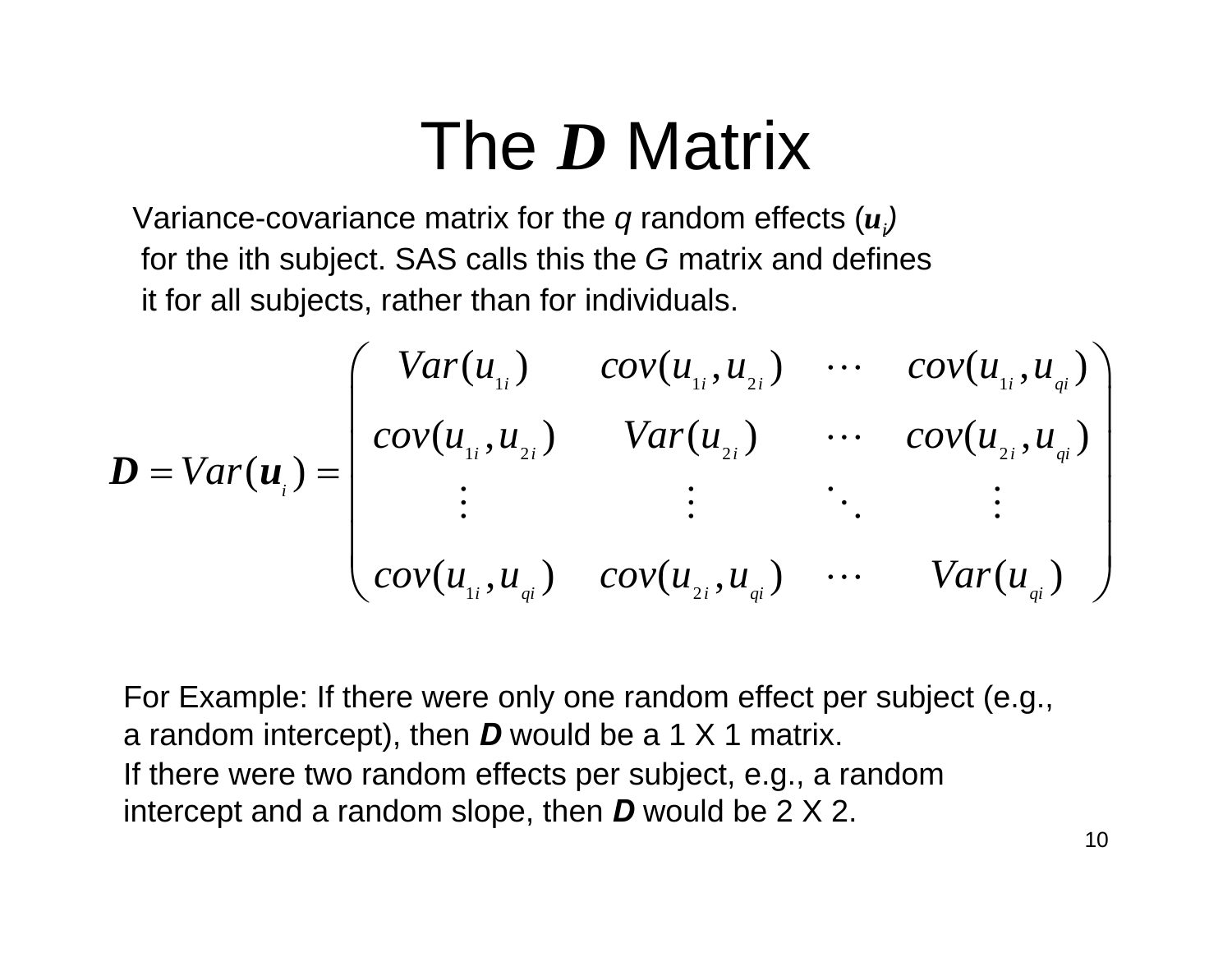# The $\boldsymbol{D}$ Matrix

Variance-covariance matrix for the *q* random effects ($\boldsymbol{u}_i$) for the ith subject. SAS calls this the *G* matrix and defines it for all subjects, rather than for individuals.

$$
\boldsymbol{D} = Var(\boldsymbol{u}_i) = \begin{pmatrix} Var(u_{1i}) & cov(u_{1i}, u_{2i}) & \cdots & cov(u_{1i}, u_{qi}) \\ cov(u_{1i}, u_{2i}) & Var(u_{2i}) & \cdots & cov(u_{2i}, u_{qi}) \\ \vdots & \vdots & \ddots & \vdots \\ cov(u_{1i}, u_{qi}) & cov(u_{2i}, u_{qi}) & \cdots & Var(u_{qi}) \end{pmatrix}
$$

For Example: If there were only one random effect per subject (e.g., a random intercept), then $\boldsymbol{D}$ would be a 1 X 1 matrix.
If there were two random effects per subject, e.g., a random intercept and a random slope, then $\boldsymbol{D}$ would be 2 X 2.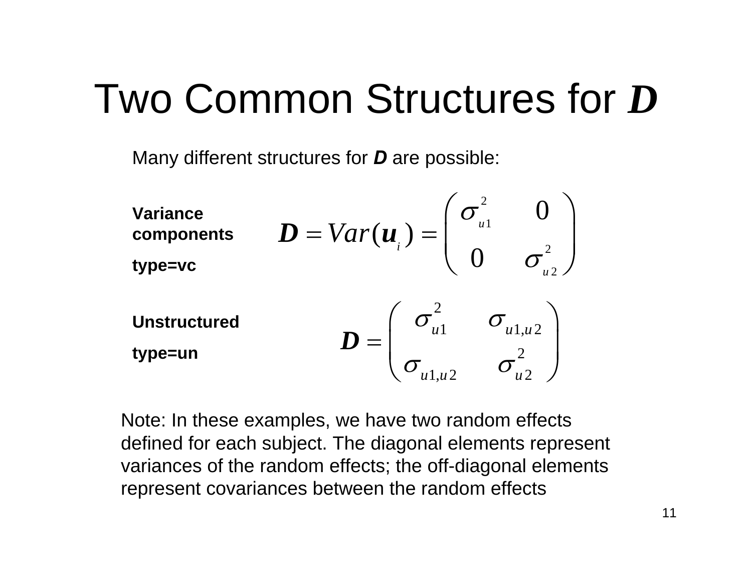# Two Common Structures for $\boldsymbol{D}$

Many different structures for ***D*** are possible:

**Variance components**

**type=vc**

$$\boldsymbol{D} = Var(\boldsymbol{u}_i) = \begin{pmatrix} \sigma_{u1}^2 & 0 \\ 0 & \sigma_{u2}^2 \end{pmatrix}$$

**Unstructured**

**type=un**

$$\boldsymbol{D} = \begin{pmatrix} \sigma_{u1}^2 & \sigma_{u1,u2} \\ \sigma_{u1,u2} & \sigma_{u2}^2 \end{pmatrix}$$

Note: In these examples, we have two random effects defined for each subject. The diagonal elements represent variances of the random effects; the off-diagonal elements represent covariances between the random effects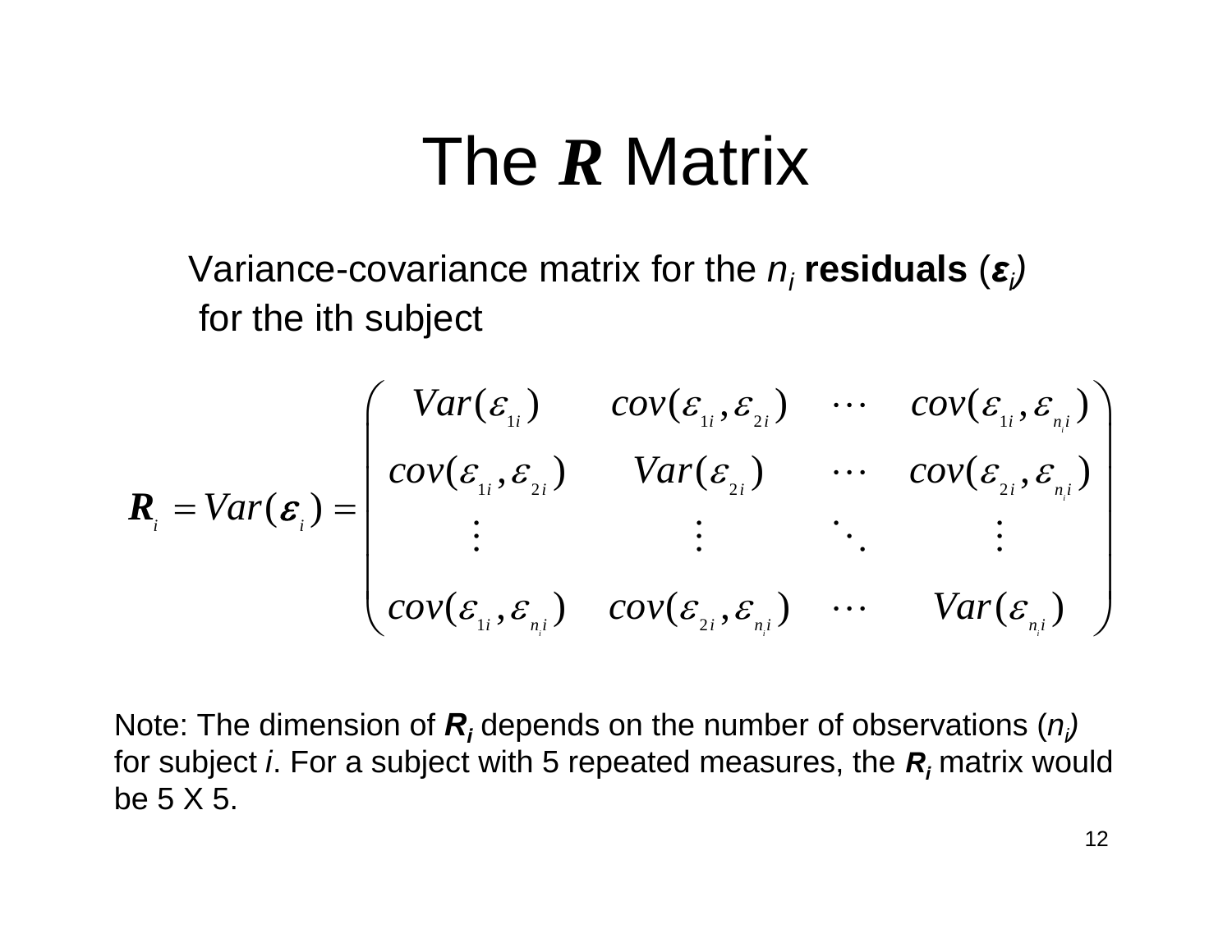# The $\boldsymbol{R}$ Matrix

Variance-covariance matrix for the $n_i$ **residuals** ($\boldsymbol{\varepsilon}_i$) for the ith subject

$$
\boldsymbol{R}_i = Var(\boldsymbol{\varepsilon}_i) = \begin{pmatrix} Var(\varepsilon_{1i}) & cov(\varepsilon_{1i}, \varepsilon_{2i}) & \cdots & cov(\varepsilon_{1i}, \varepsilon_{n_i i}) \\ cov(\varepsilon_{1i}, \varepsilon_{2i}) & Var(\varepsilon_{2i}) & \cdots & cov(\varepsilon_{2i}, \varepsilon_{n_i i}) \\ \vdots & \vdots & \ddots & \vdots \\ cov(\varepsilon_{1i}, \varepsilon_{n_i i}) & cov(\varepsilon_{2i}, \varepsilon_{n_i i}) & \cdots & Var(\varepsilon_{n_i i}) \end{pmatrix}
$$

Note: The dimension of $\boldsymbol{R}_i$ depends on the number of observations ($n_i$) for subject *i*. For a subject with 5 repeated measures, the $\boldsymbol{R}_i$ matrix would be 5 X 5.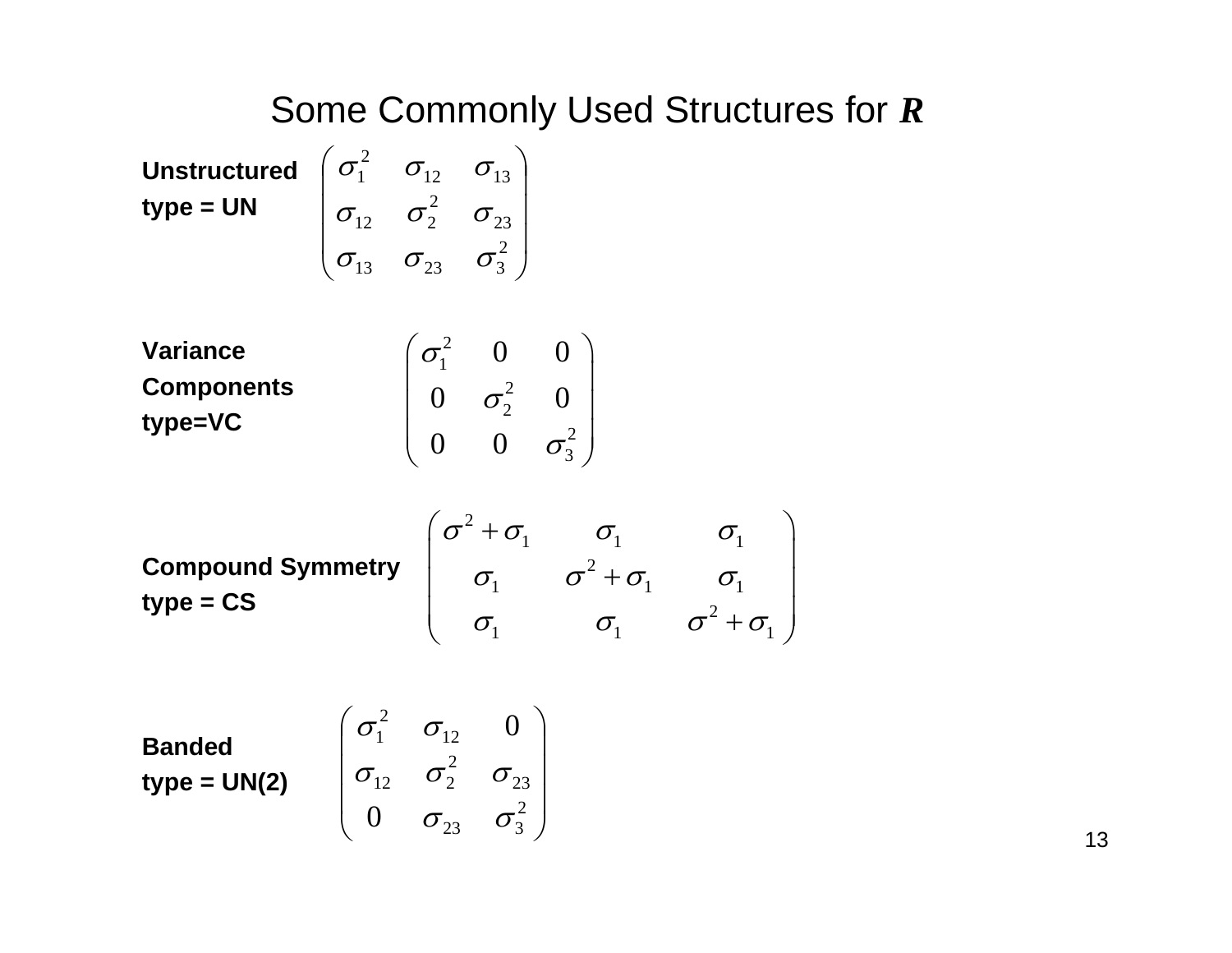# Some Commonly Used Structures for $\boldsymbol{R}$

**Unstructured**
**type = UN**

$$\begin{pmatrix} \sigma_1^2 & \sigma_{12} & \sigma_{13} \\ \sigma_{12} & \sigma_2^2 & \sigma_{23} \\ \sigma_{13} & \sigma_{23} & \sigma_3^2 \end{pmatrix}$$

**Variance Components**
**type=VC**

$$\begin{pmatrix} \sigma_1^2 & 0 & 0 \\ 0 & \sigma_2^2 & 0 \\ 0 & 0 & \sigma_3^2 \end{pmatrix}$$

**Compound Symmetry**
**type = CS**

$$\begin{pmatrix} \sigma^2 + \sigma_1 & \sigma_1 & \sigma_1 \\ \sigma_1 & \sigma^2 + \sigma_1 & \sigma_1 \\ \sigma_1 & \sigma_1 & \sigma^2 + \sigma_1 \end{pmatrix}$$

**Banded**
**type = UN(2)**

$$\begin{pmatrix} \sigma_1^2 & \sigma_{12} & 0 \\ \sigma_{12} & \sigma_2^2 & \sigma_{23} \\ 0 & \sigma_{23} & \sigma_3^2 \end{pmatrix}$$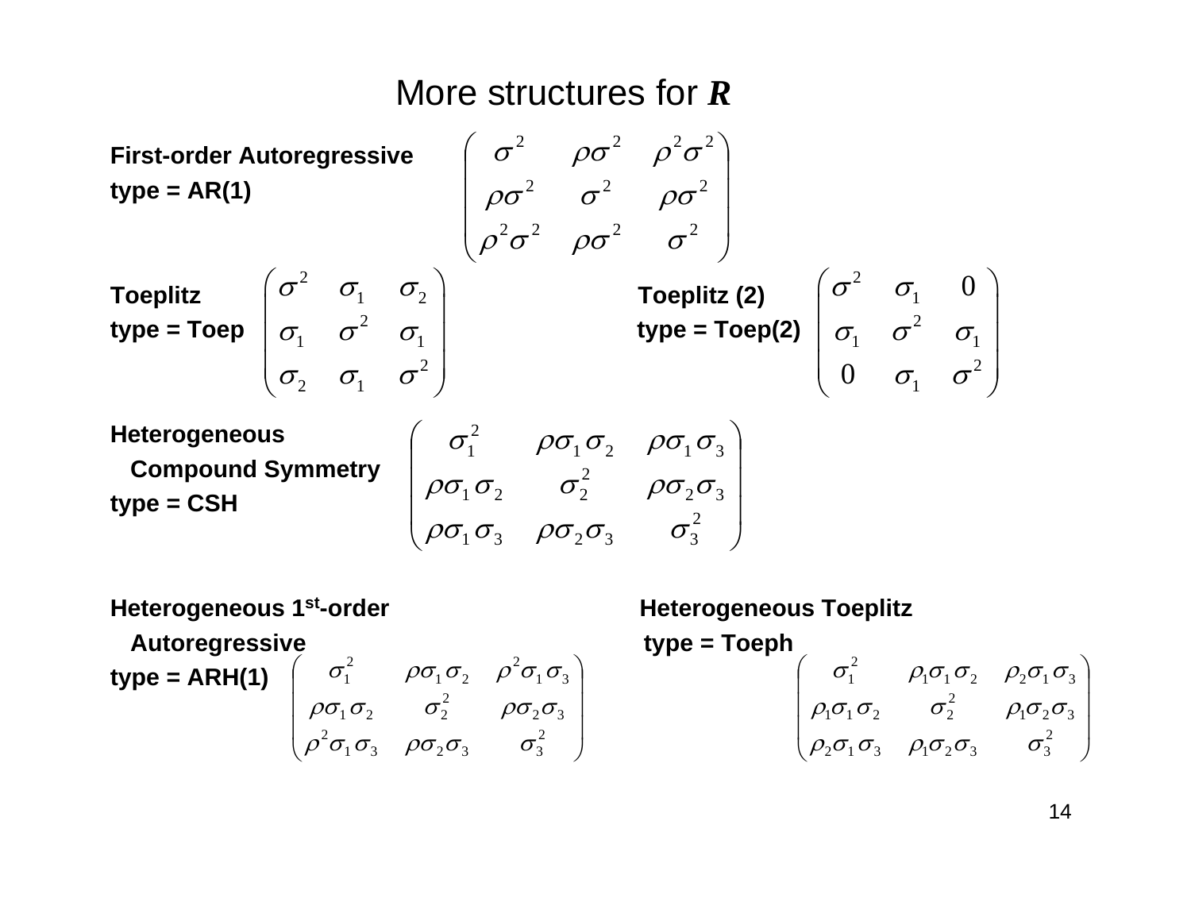# More structures for $\boldsymbol{R}$

**First-order Autoregressive**
**type = AR(1)**

$$\begin{pmatrix} \sigma^2 & \rho\sigma^2 & \rho^2\sigma^2 \\ \rho\sigma^2 & \sigma^2 & \rho\sigma^2 \\ \rho^2\sigma^2 & \rho\sigma^2 & \sigma^2 \end{pmatrix}$$

**Toeplitz**
**type = Toep**

$$\begin{pmatrix} \sigma^2 & \sigma_1 & \sigma_2 \\ \sigma_1 & \sigma^2 & \sigma_1 \\ \sigma_2 & \sigma_1 & \sigma^2 \end{pmatrix}$$

**Toeplitz (2)**
**type = Toep(2)**

$$\begin{pmatrix} \sigma^2 & \sigma_1 & 0 \\ \sigma_1 & \sigma^2 & \sigma_1 \\ 0 & \sigma_1 & \sigma^2 \end{pmatrix}$$

**Heterogeneous**
**Compound Symmetry**
**type = CSH**

$$\begin{pmatrix} \sigma_1^2 & \rho\sigma_1\sigma_2 & \rho\sigma_1\sigma_3 \\ \rho\sigma_1\sigma_2 & \sigma_2^2 & \rho\sigma_2\sigma_3 \\ \rho\sigma_1\sigma_3 & \rho\sigma_2\sigma_3 & \sigma_3^2 \end{pmatrix}$$

**Heterogeneous 1st-order**
**Autoregressive**
**type = ARH(1)**

$$\begin{pmatrix} \sigma_1^2 & \rho\sigma_1\sigma_2 & \rho^2\sigma_1\sigma_3 \\ \rho\sigma_1\sigma_2 & \sigma_2^2 & \rho\sigma_2\sigma_3 \\ \rho^2\sigma_1\sigma_3 & \rho\sigma_2\sigma_3 & \sigma_3^2 \end{pmatrix}$$

**Heterogeneous Toeplitz**
**type = Toeph**

$$\begin{pmatrix} \sigma_1^2 & \rho_1\sigma_1\sigma_2 & \rho_2\sigma_1\sigma_3 \\ \rho_1\sigma_1\sigma_2 & \sigma_2^2 & \rho_1\sigma_2\sigma_3 \\ \rho_2\sigma_1\sigma_3 & \rho_1\sigma_2\sigma_3 & \sigma_3^2 \end{pmatrix}$$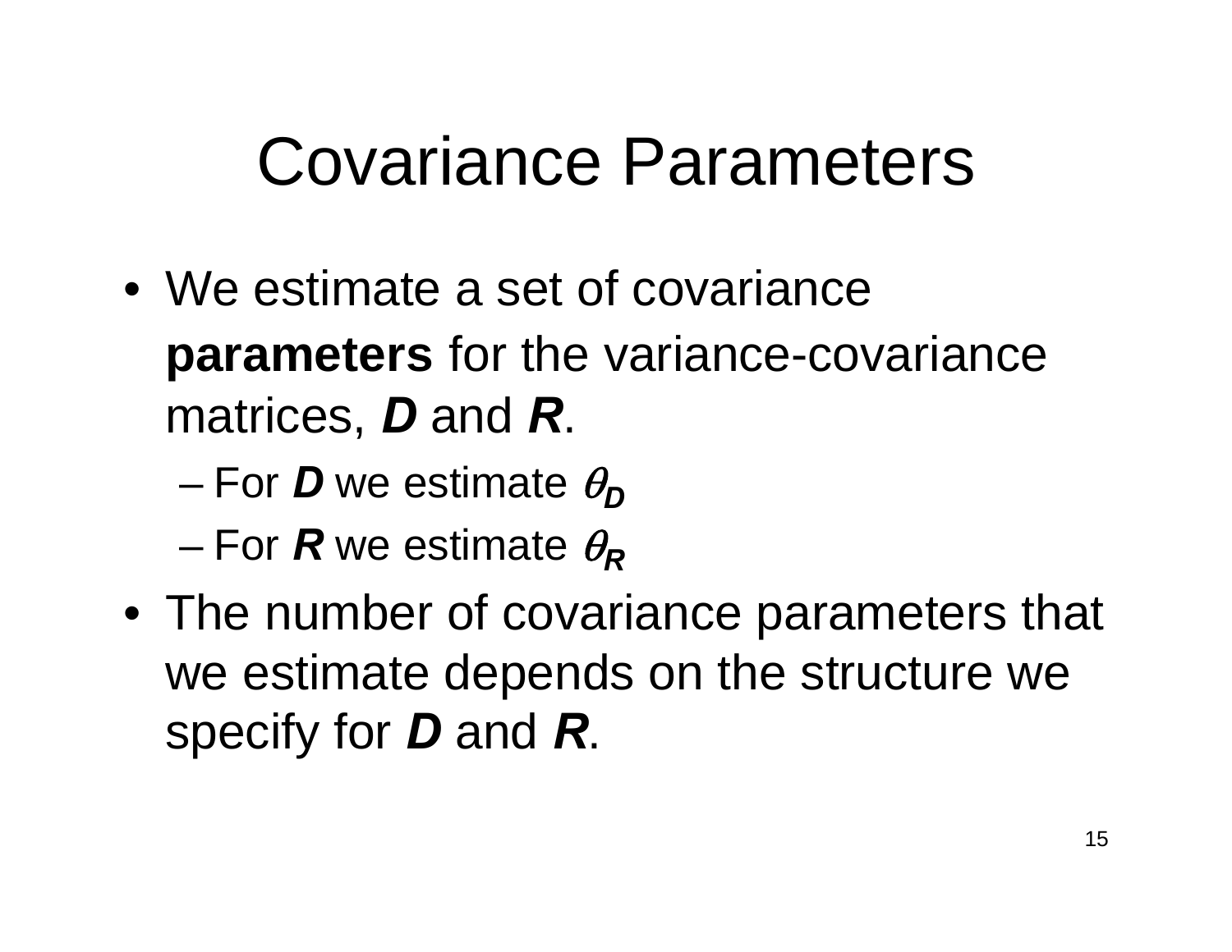# Covariance Parameters

- We estimate a set of covariance **parameters** for the variance-covariance matrices, ***D*** and ***R***.
  - For ***D*** we estimate $\theta_{\boldsymbol{D}}$
  - For ***R*** we estimate $\theta_{\boldsymbol{R}}$
- The number of covariance parameters that we estimate depends on the structure we specify for ***D*** and ***R***.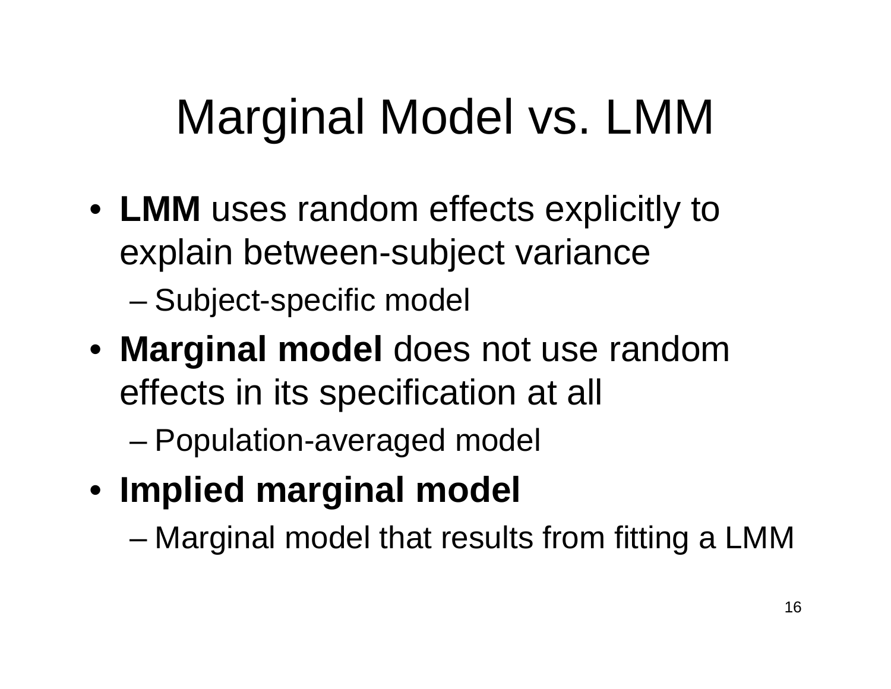# Marginal Model vs. LMM

- **LMM** uses random effects explicitly to explain between-subject variance
  - Subject-specific model
- **Marginal model** does not use random effects in its specification at all
  - Population-averaged model
- **Implied marginal model**
  - Marginal model that results from fitting a LMM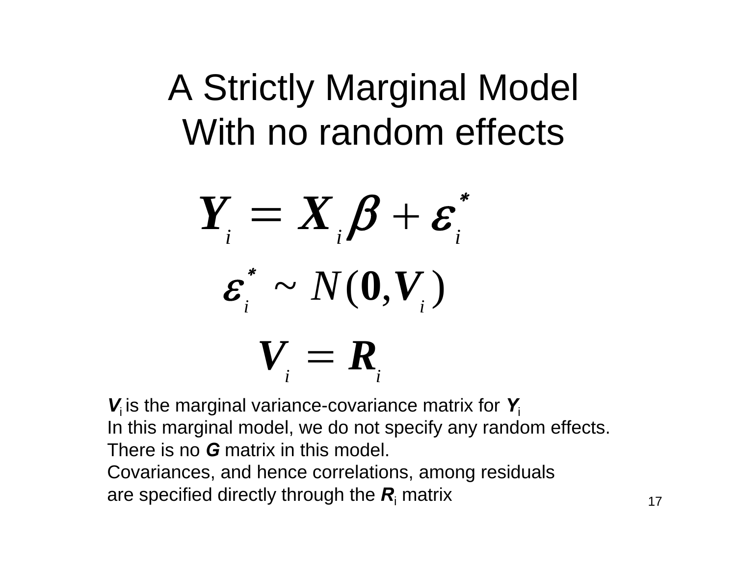# A Strictly Marginal Model With no random effects

$$\boldsymbol{Y}_i = \boldsymbol{X}_i \boldsymbol{\beta} + \boldsymbol{\varepsilon}_i^*$$

$$\boldsymbol{\varepsilon}_i^* \sim N(\boldsymbol{0}, \boldsymbol{V}_i)$$

$$\boldsymbol{V}_i = \boldsymbol{R}_i$$

$\boldsymbol{V}_i$ is the marginal variance-covariance matrix for $\boldsymbol{Y}_i$
In this marginal model, we do not specify any random effects.
There is no ***G*** matrix in this model.
Covariances, and hence correlations, among residuals are specified directly through the $\boldsymbol{R}_i$ matrix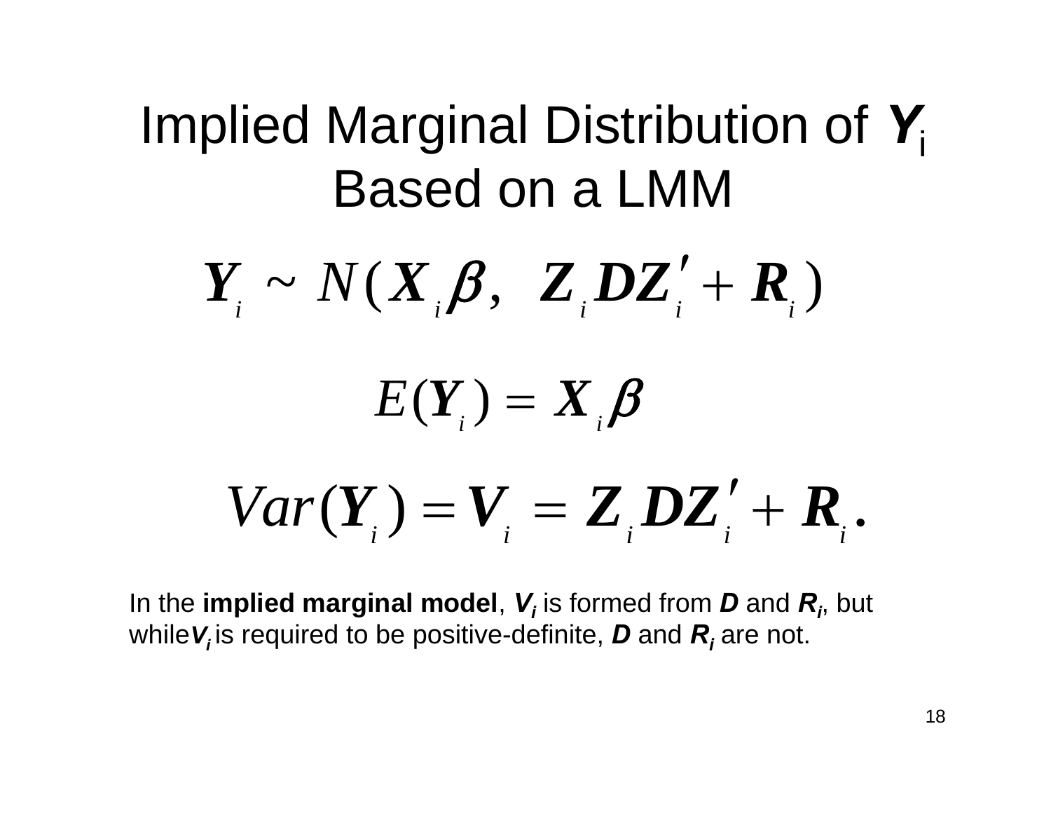# Implied Marginal Distribution of $\boldsymbol{Y}_i$ Based on a LMM

$$\boldsymbol{Y}_i \sim N(\boldsymbol{X}_i \boldsymbol{\beta},\ \ \boldsymbol{Z}_i \boldsymbol{D} \boldsymbol{Z}_i' + \boldsymbol{R}_i)$$

$$E(\boldsymbol{Y}_i) = \boldsymbol{X}_i \boldsymbol{\beta}$$

$$Var(\boldsymbol{Y}_i) = \boldsymbol{V}_i = \boldsymbol{Z}_i \boldsymbol{D} \boldsymbol{Z}_i' + \boldsymbol{R}_i .$$

In the **implied marginal model**, $\boldsymbol{V}_i$ is formed from $\boldsymbol{D}$ and $\boldsymbol{R}_i$, but while $\boldsymbol{V}_i$ is required to be positive-definite, $\boldsymbol{D}$ and $\boldsymbol{R}_i$ are not.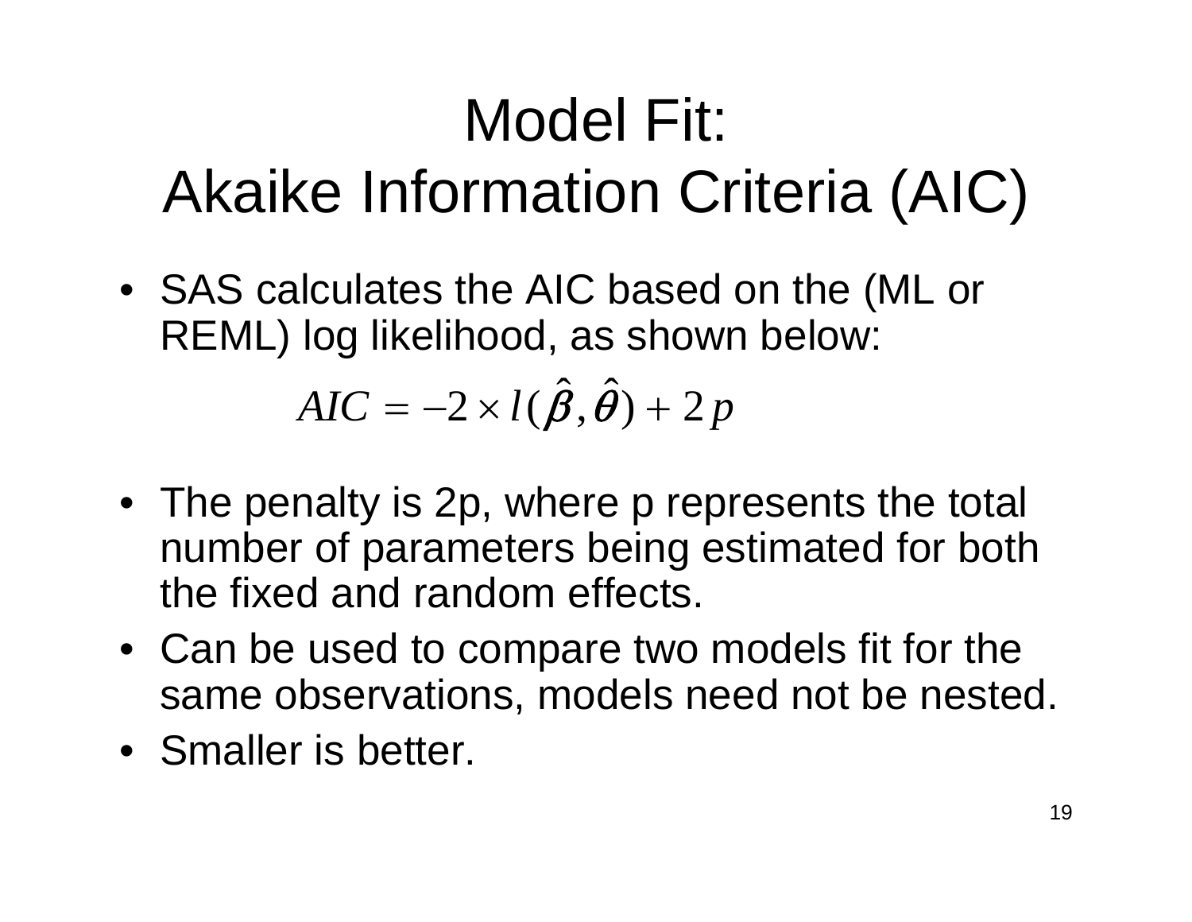# Model Fit: Akaike Information Criteria (AIC)

- SAS calculates the AIC based on the (ML or REML) log likelihood, as shown below:

$$AIC = -2 \times l(\hat{\beta}, \hat{\theta}) + 2p$$

- The penalty is 2p, where p represents the total number of parameters being estimated for both the fixed and random effects.
- Can be used to compare two models fit for the same observations, models need not be nested.
- Smaller is better.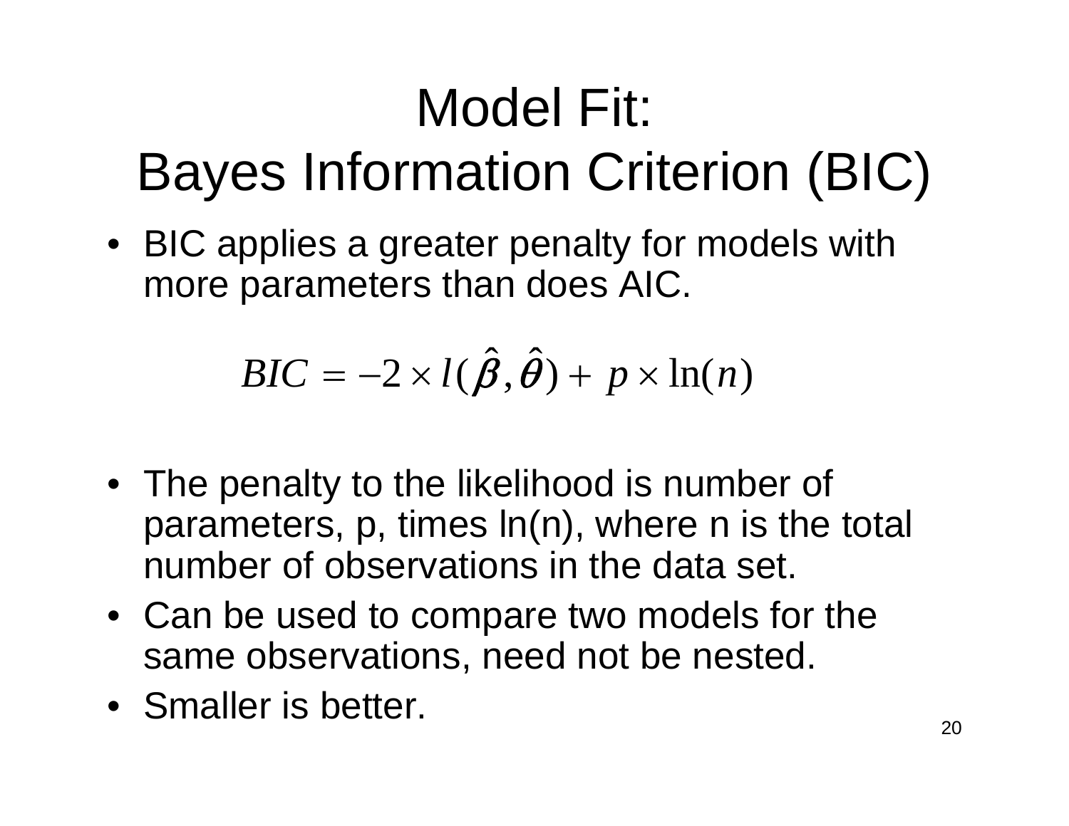# Model Fit: Bayes Information Criterion (BIC)

- BIC applies a greater penalty for models with more parameters than does AIC.

$$BIC = -2 \times l(\hat{\beta}, \hat{\theta}) + p \times \ln(n)$$

- The penalty to the likelihood is number of parameters, p, times ln(n), where n is the total number of observations in the data set.
- Can be used to compare two models for the same observations, need not be nested.
- Smaller is better.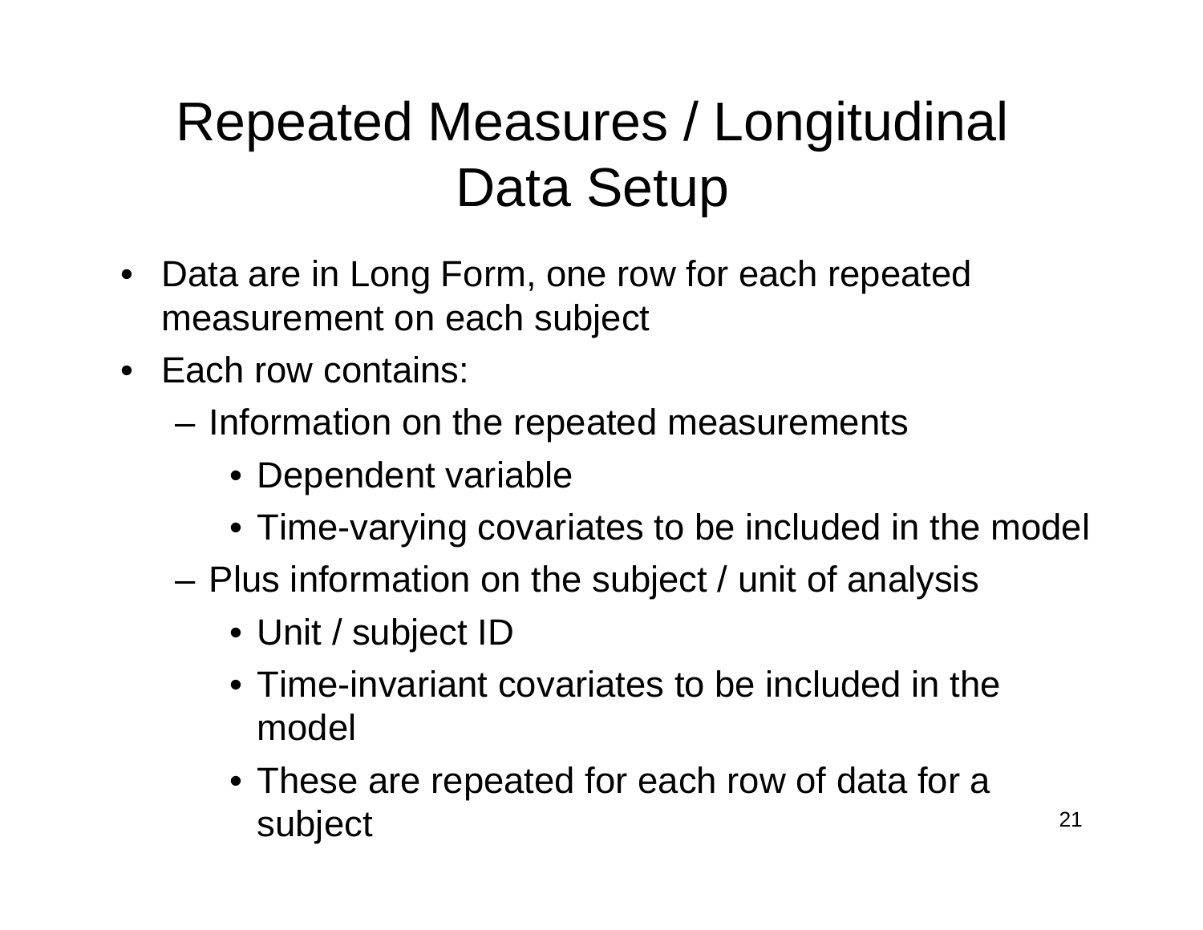# Repeated Measures / Longitudinal Data Setup

- Data are in Long Form, one row for each repeated measurement on each subject
- Each row contains:
  - Information on the repeated measurements
    - Dependent variable
    - Time-varying covariates to be included in the model
  - Plus information on the subject / unit of analysis
    - Unit / subject ID
    - Time-invariant covariates to be included in the model
    - These are repeated for each row of data for a subject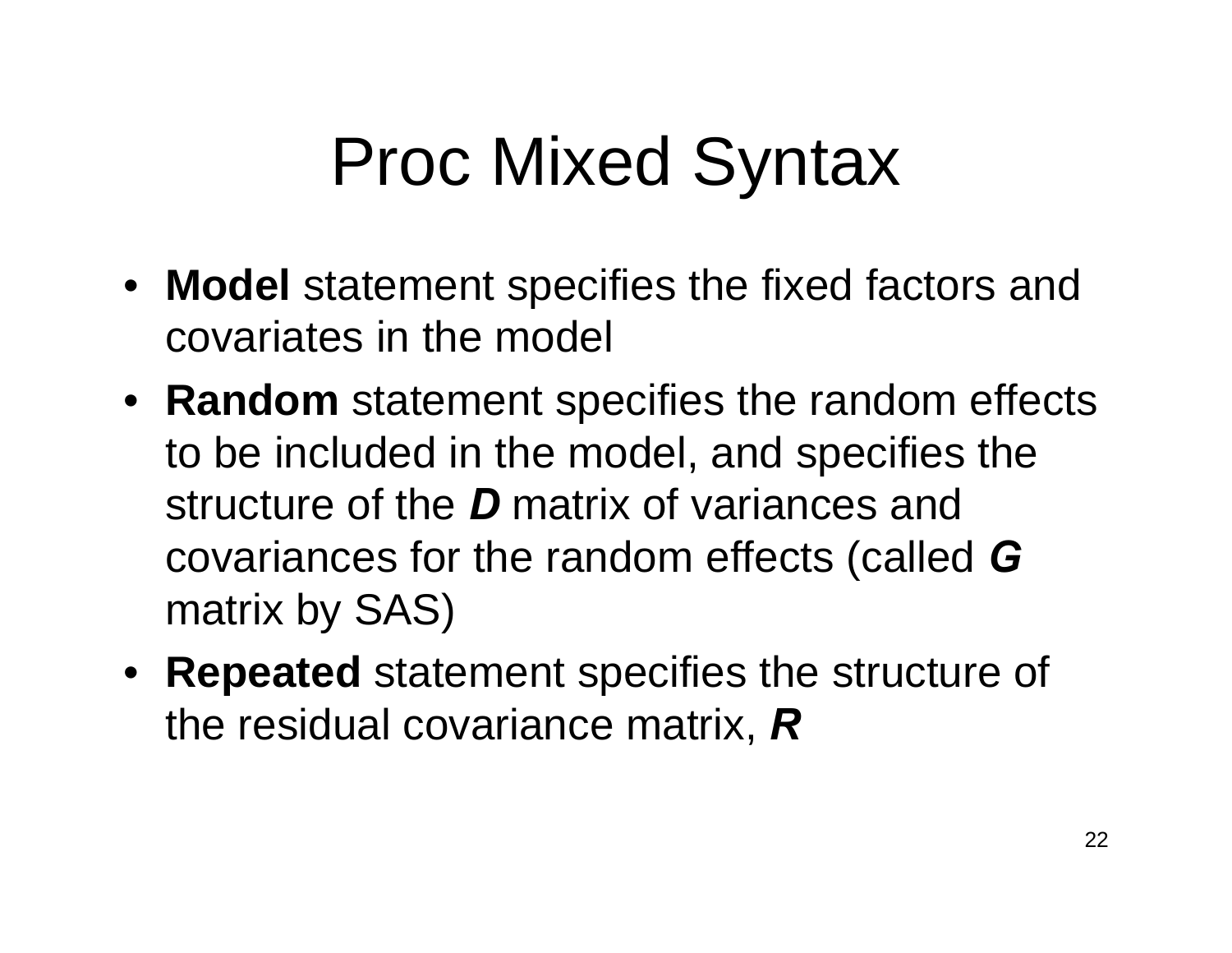# Proc Mixed Syntax

- **Model** statement specifies the fixed factors and covariates in the model
- **Random** statement specifies the random effects to be included in the model, and specifies the structure of the ***D*** matrix of variances and covariances for the random effects (called ***G*** matrix by SAS)
- **Repeated** statement specifies the structure of the residual covariance matrix, ***R***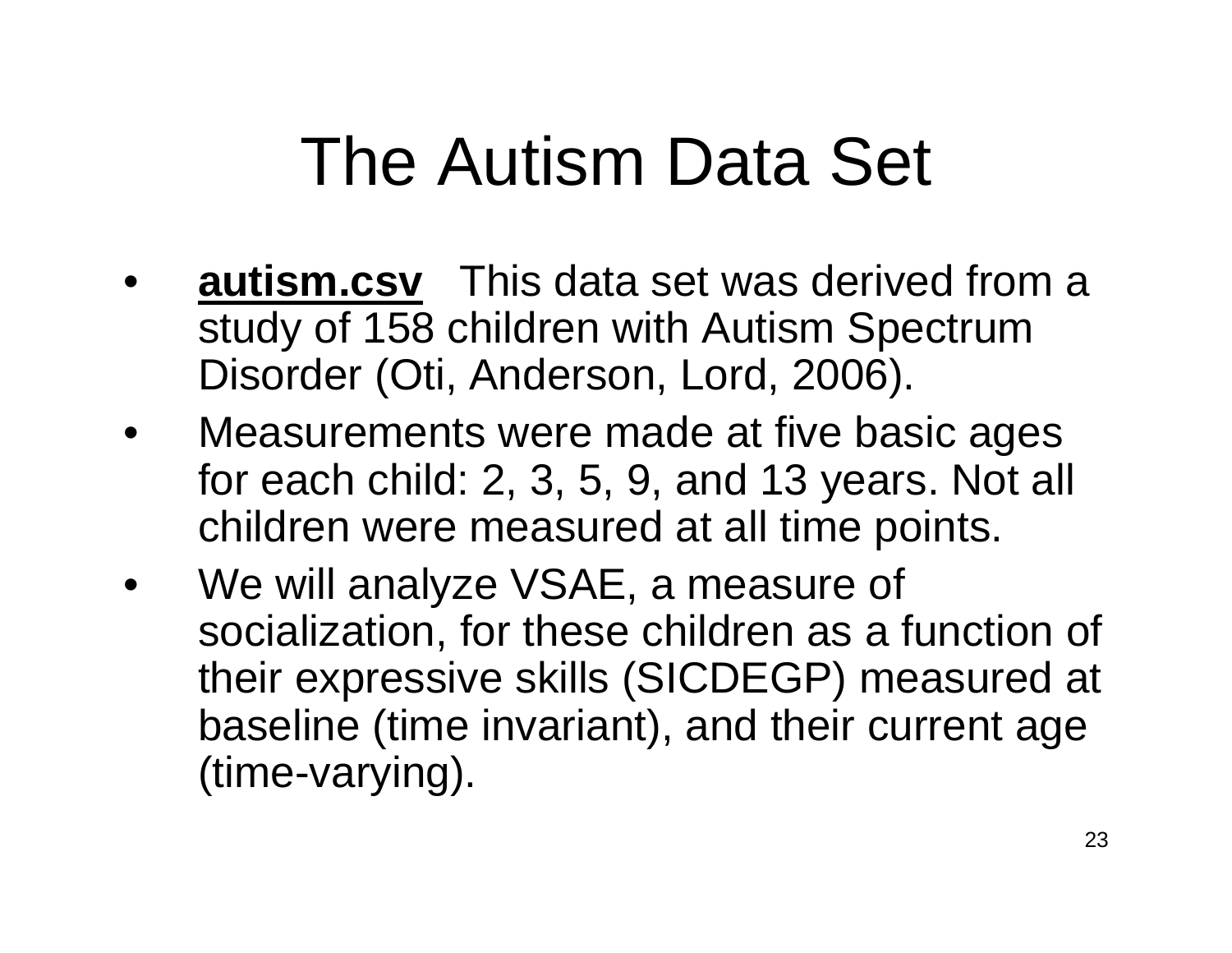# The Autism Data Set

- **autism.csv** This data set was derived from a study of 158 children with Autism Spectrum Disorder (Oti, Anderson, Lord, 2006).
- Measurements were made at five basic ages for each child: 2, 3, 5, 9, and 13 years. Not all children were measured at all time points.
- We will analyze VSAE, a measure of socialization, for these children as a function of their expressive skills (SICDEGP) measured at baseline (time invariant), and their current age (time-varying).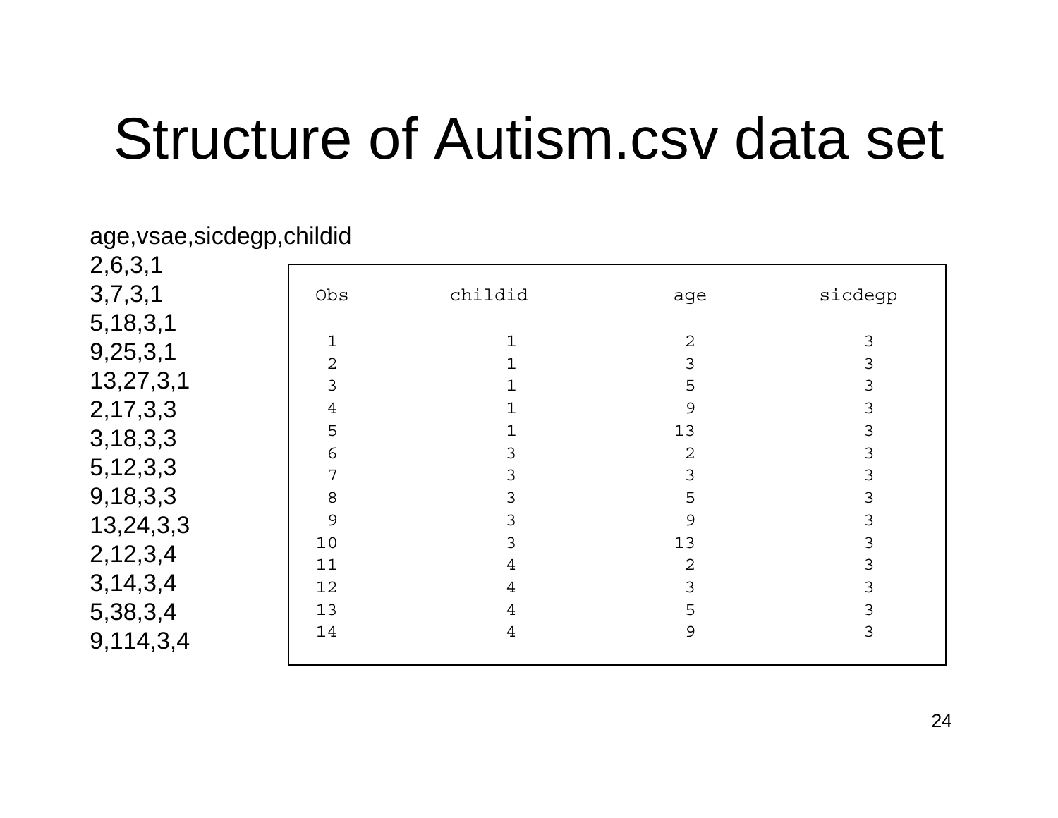# Structure of Autism.csv data set

```
age,vsae,sicdegp,childid
2,6,3,1
3,7,3,1
5,18,3,1
9,25,3,1
13,27,3,1
2,17,3,3
3,18,3,3
5,12,3,3
9,18,3,3
13,24,3,3
2,12,3,4
3,14,3,4
5,38,3,4
9,114,3,4
```

| Obs | childid | age | sicdegp |
|---|---|---|---|
| 1 | 1 | 2 | 3 |
| 2 | 1 | 3 | 3 |
| 3 | 1 | 5 | 3 |
| 4 | 1 | 9 | 3 |
| 5 | 1 | 13 | 3 |
| 6 | 3 | 2 | 3 |
| 7 | 3 | 3 | 3 |
| 8 | 3 | 5 | 3 |
| 9 | 3 | 9 | 3 |
| 10 | 3 | 13 | 3 |
| 11 | 4 | 2 | 3 |
| 12 | 4 | 3 | 3 |
| 13 | 4 | 5 | 3 |
| 14 | 4 | 9 | 3 |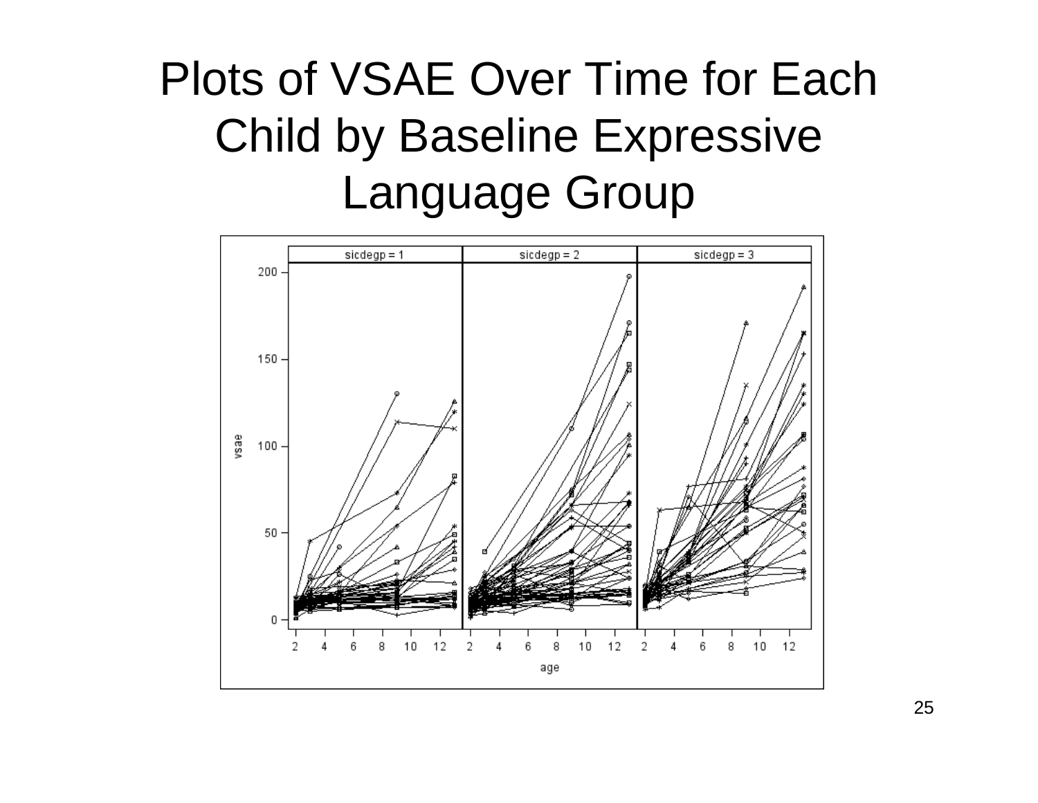# Plots of VSAE Over Time for Each Child by Baseline Expressive Language Group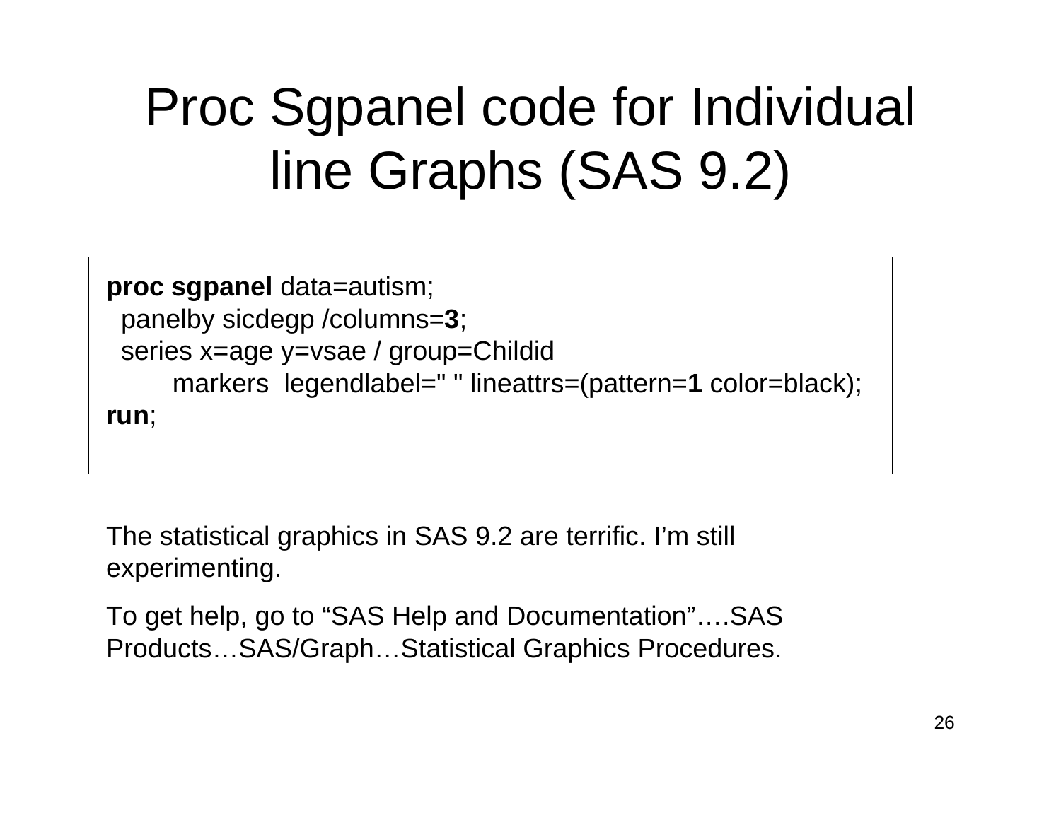# Proc Sgpanel code for Individual line Graphs (SAS 9.2)

```
proc sgpanel data=autism;
  panelby sicdegp /columns=3;
  series x=age y=vsae / group=Childid
        markers  legendlabel=" " lineattrs=(pattern=1 color=black);
run;
```

The statistical graphics in SAS 9.2 are terrific. I'm still experimenting.

To get help, go to "SAS Help and Documentation"….SAS Products…SAS/Graph…Statistical Graphics Procedures.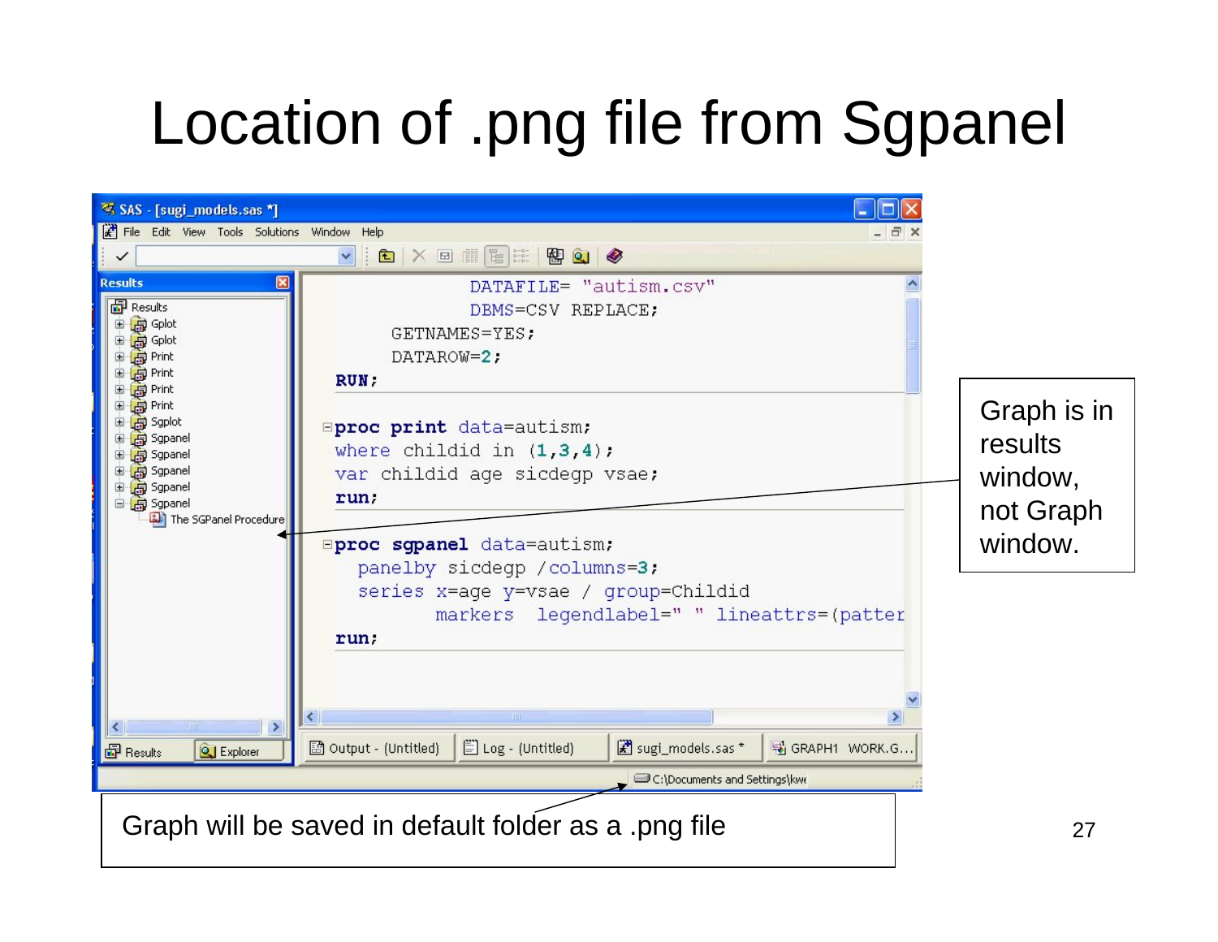# Location of .png file from Sgpanel

```
          DATAFILE= "autism.csv"
          DBMS=CSV REPLACE;
     GETNAMES=YES;
     DATAROW=2;
RUN;

proc print data=autism;
where childid in (1,3,4);
var childid age sicdegp vsae;
run;

proc sgpanel data=autism;
  panelby sicdegp /columns=3;
  series x=age y=vsae / group=Childid
         markers  legendlabel=" " lineattrs=(patter
run;
```

Graph is in results window, not Graph window.

Graph will be saved in default folder as a .png file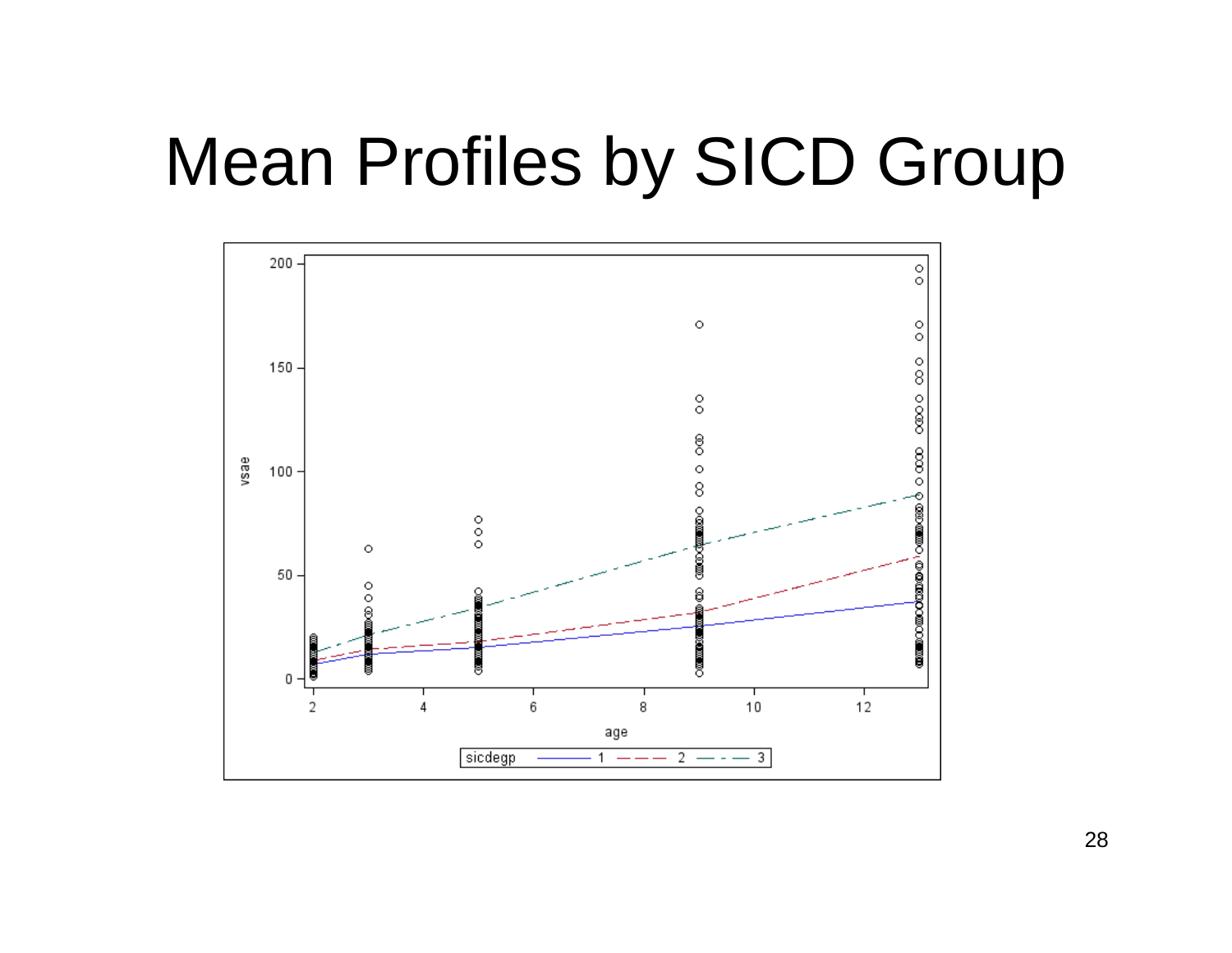# Mean Profiles by SICD Group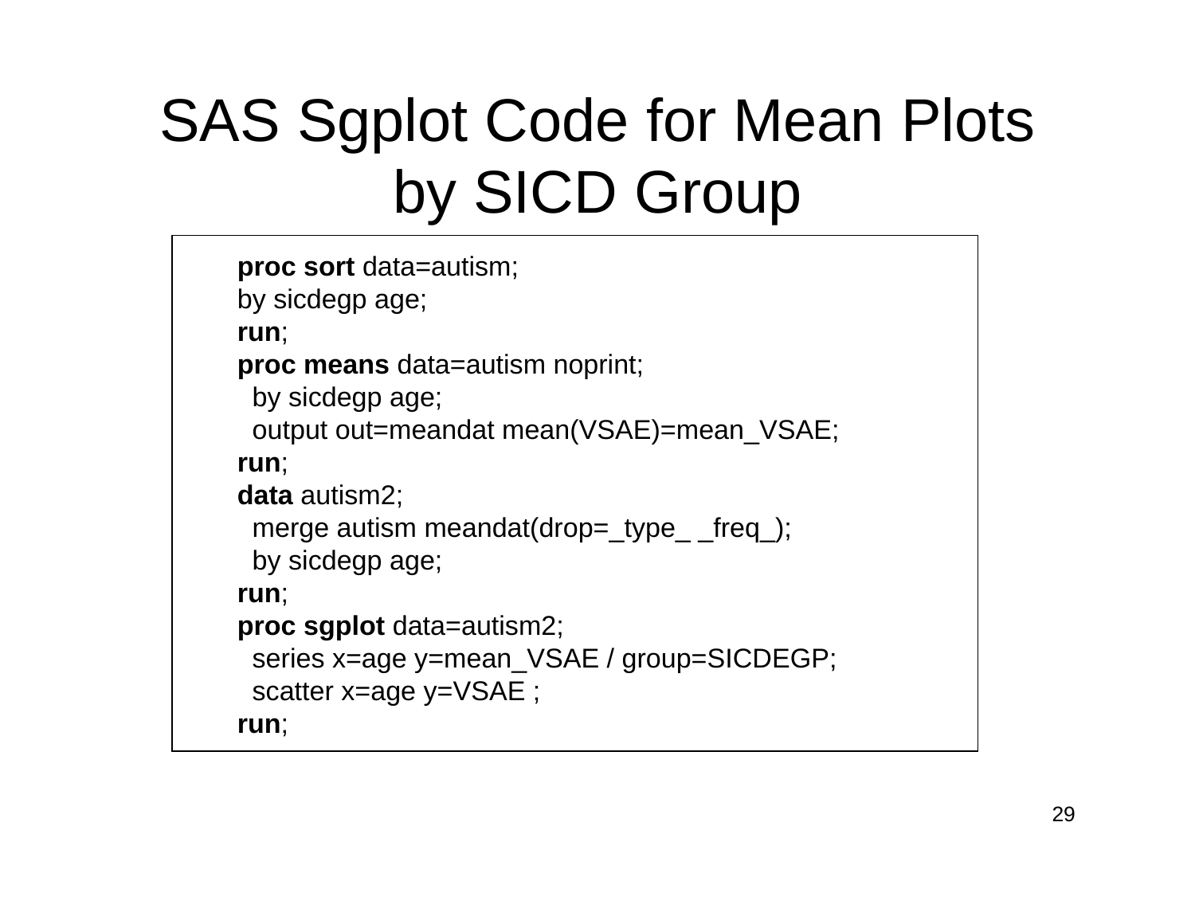# SAS Sgplot Code for Mean Plots by SICD Group

```
proc sort data=autism;
by sicdegp age;
run;
proc means data=autism noprint;
  by sicdegp age;
  output out=meandat mean(VSAE)=mean_VSAE;
run;
data autism2;
  merge autism meandat(drop=_type_ _freq_);
  by sicdegp age;
run;
proc sgplot data=autism2;
  series x=age y=mean_VSAE / group=SICDEGP;
  scatter x=age y=VSAE ;
run;
```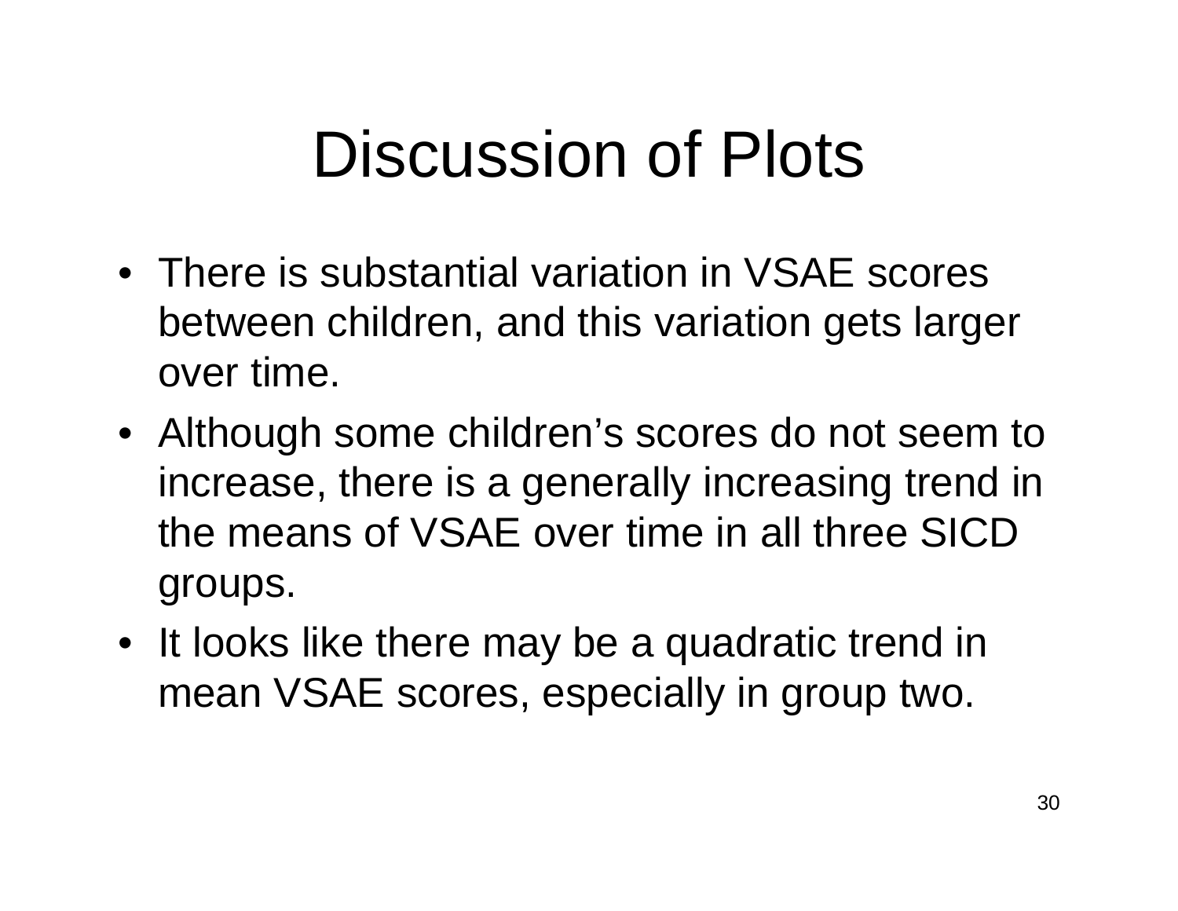# Discussion of Plots

- There is substantial variation in VSAE scores between children, and this variation gets larger over time.
- Although some children's scores do not seem to increase, there is a generally increasing trend in the means of VSAE over time in all three SICD groups.
- It looks like there may be a quadratic trend in mean VSAE scores, especially in group two.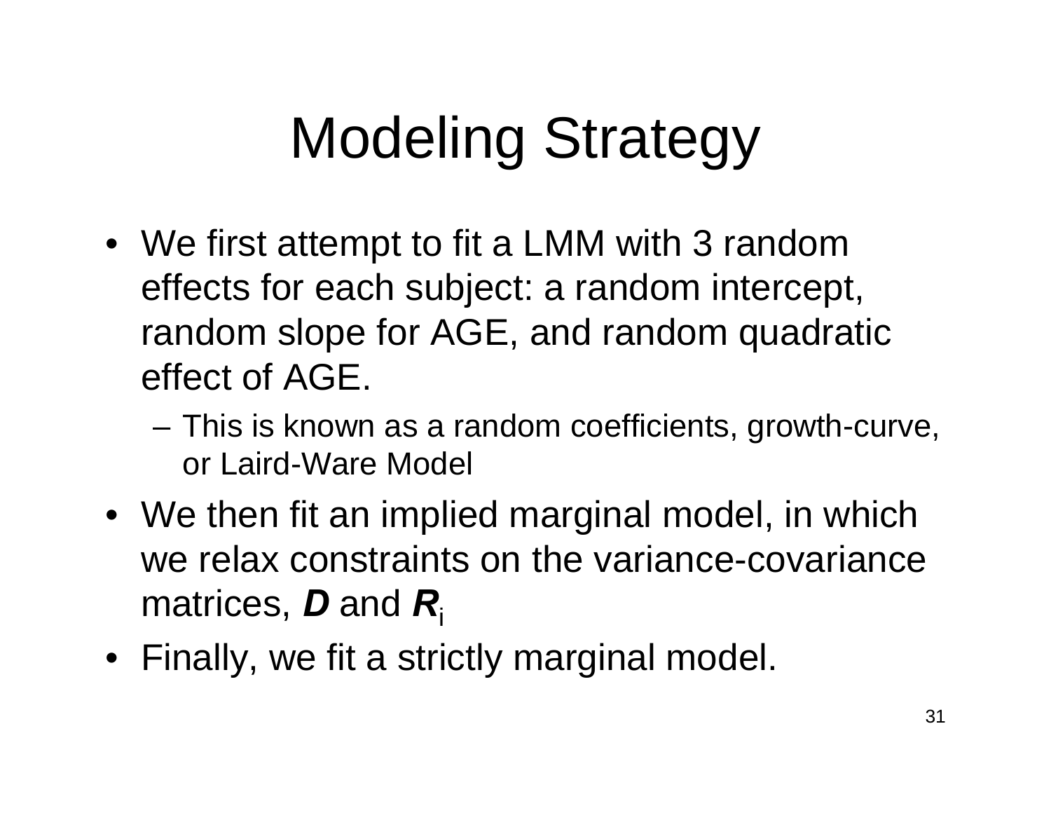# Modeling Strategy

- We first attempt to fit a LMM with 3 random effects for each subject: a random intercept, random slope for AGE, and random quadratic effect of AGE.
  - This is known as a random coefficients, growth-curve, or Laird-Ware Model
- We then fit an implied marginal model, in which we relax constraints on the variance-covariance matrices, $\boldsymbol{D}$ and $\boldsymbol{R}_i$
- Finally, we fit a strictly marginal model.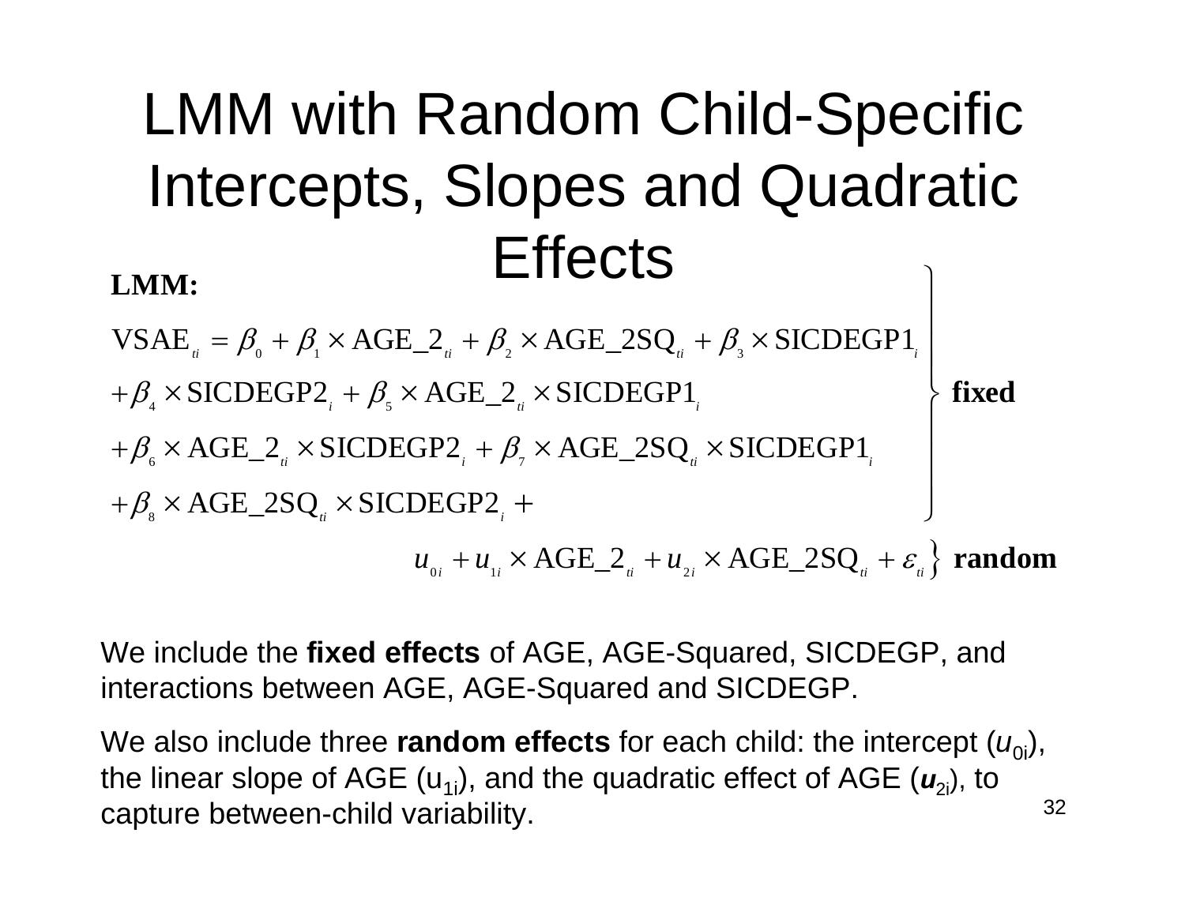# LMM with Random Child-Specific Intercepts, Slopes and Quadratic Effects

**LMM:**

$$
\left.
\begin{aligned}
\text{VSAE}_{ti} &= \beta_0 + \beta_1 \times \text{AGE\_2}_{ti} + \beta_2 \times \text{AGE\_2SQ}_{ti} + \beta_3 \times \text{SICDEGP1}_i \\
&+ \beta_4 \times \text{SICDEGP2}_i + \beta_5 \times \text{AGE\_2}_{ti} \times \text{SICDEGP1}_i \\
&+ \beta_6 \times \text{AGE\_2}_{ti} \times \text{SICDEGP2}_i + \beta_7 \times \text{AGE\_2SQ}_{ti} \times \text{SICDEGP1}_i \\
&+ \beta_8 \times \text{AGE\_2SQ}_{ti} \times \text{SICDEGP2}_i +
\end{aligned}
\right\} \textbf{fixed}
$$

$$
u_{0i} + u_{1i} \times \text{AGE\_2}_{ti} + u_{2i} \times \text{AGE\_2SQ}_{ti} + \varepsilon_{ti} \Big\} \textbf{ random}
$$

We include the **fixed effects** of AGE, AGE-Squared, SICDEGP, and interactions between AGE, AGE-Squared and SICDEGP.

We also include three **random effects** for each child: the intercept ($u_{0i}$), the linear slope of AGE ($u_{1i}$), and the quadratic effect of AGE ($\boldsymbol{u}_{2i}$), to capture between-child variability.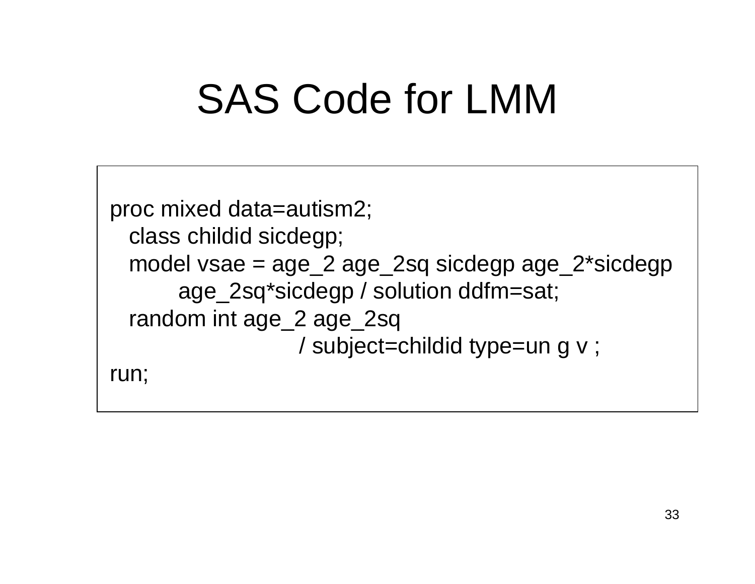# SAS Code for LMM

```
proc mixed data=autism2;
   class childid sicdegp;
   model vsae = age_2 age_2sq sicdegp age_2*sicdegp
         age_2sq*sicdegp / solution ddfm=sat;
   random int age_2 age_2sq
                    / subject=childid type=un g v ;
run;
```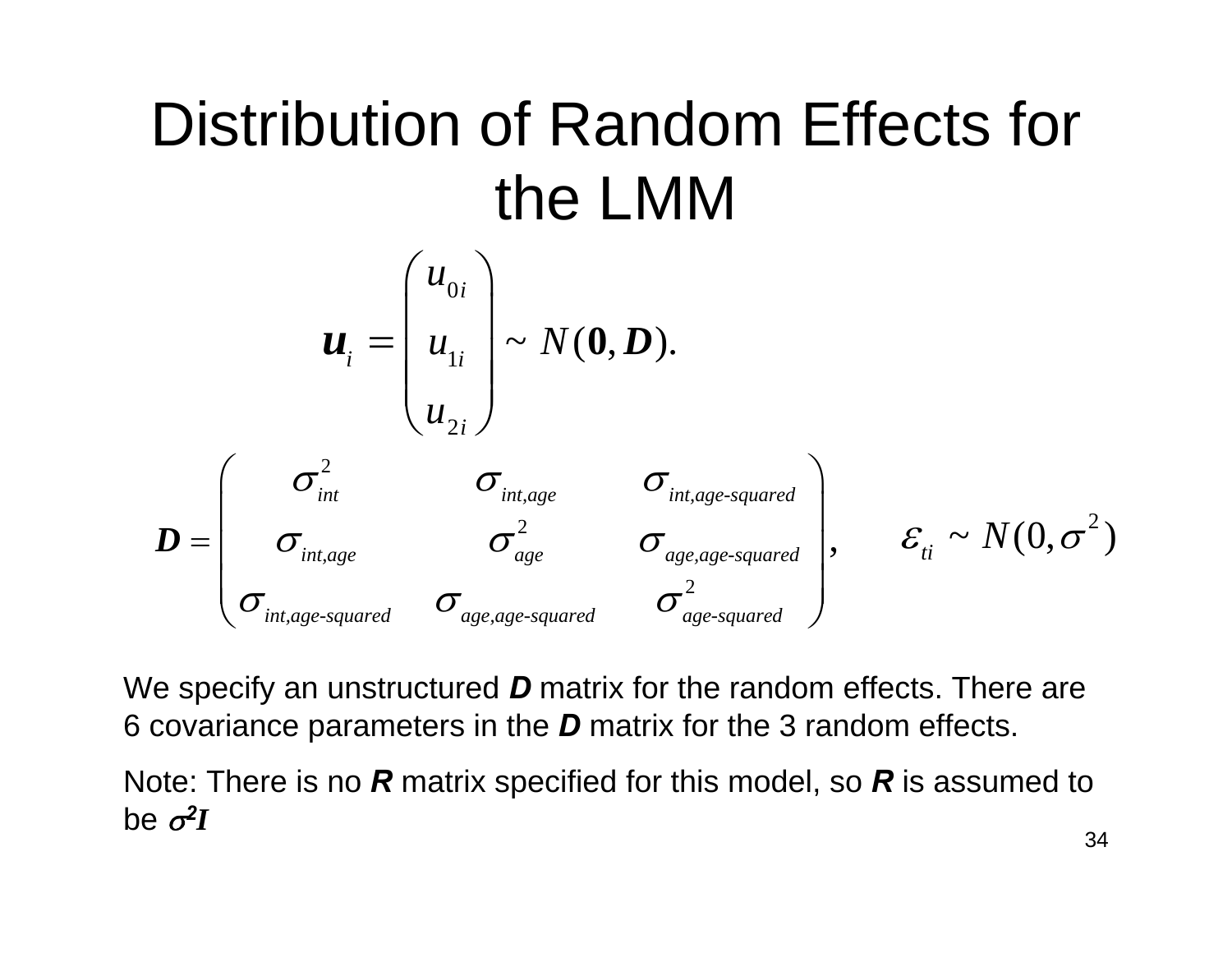# Distribution of Random Effects for the LMM

$$\boldsymbol{u}_i = \begin{pmatrix} u_{0i} \\ u_{1i} \\ u_{2i} \end{pmatrix} \sim N(\boldsymbol{0}, \boldsymbol{D}).$$

$$\boldsymbol{D} = \begin{pmatrix} \sigma^2_{int} & \sigma_{int,age} & \sigma_{int,age\text{-}squared} \\ \sigma_{int,age} & \sigma^2_{age} & \sigma_{age,age\text{-}squared} \\ \sigma_{int,age\text{-}squared} & \sigma_{age,age\text{-}squared} & \sigma^2_{age\text{-}squared} \end{pmatrix}, \qquad \varepsilon_{ti} \sim N(0, \sigma^2)$$

We specify an unstructured ***D*** matrix for the random effects. There are 6 covariance parameters in the ***D*** matrix for the 3 random effects.

Note: There is no ***R*** matrix specified for this model, so ***R*** is assumed to be $\sigma^2 \boldsymbol{I}$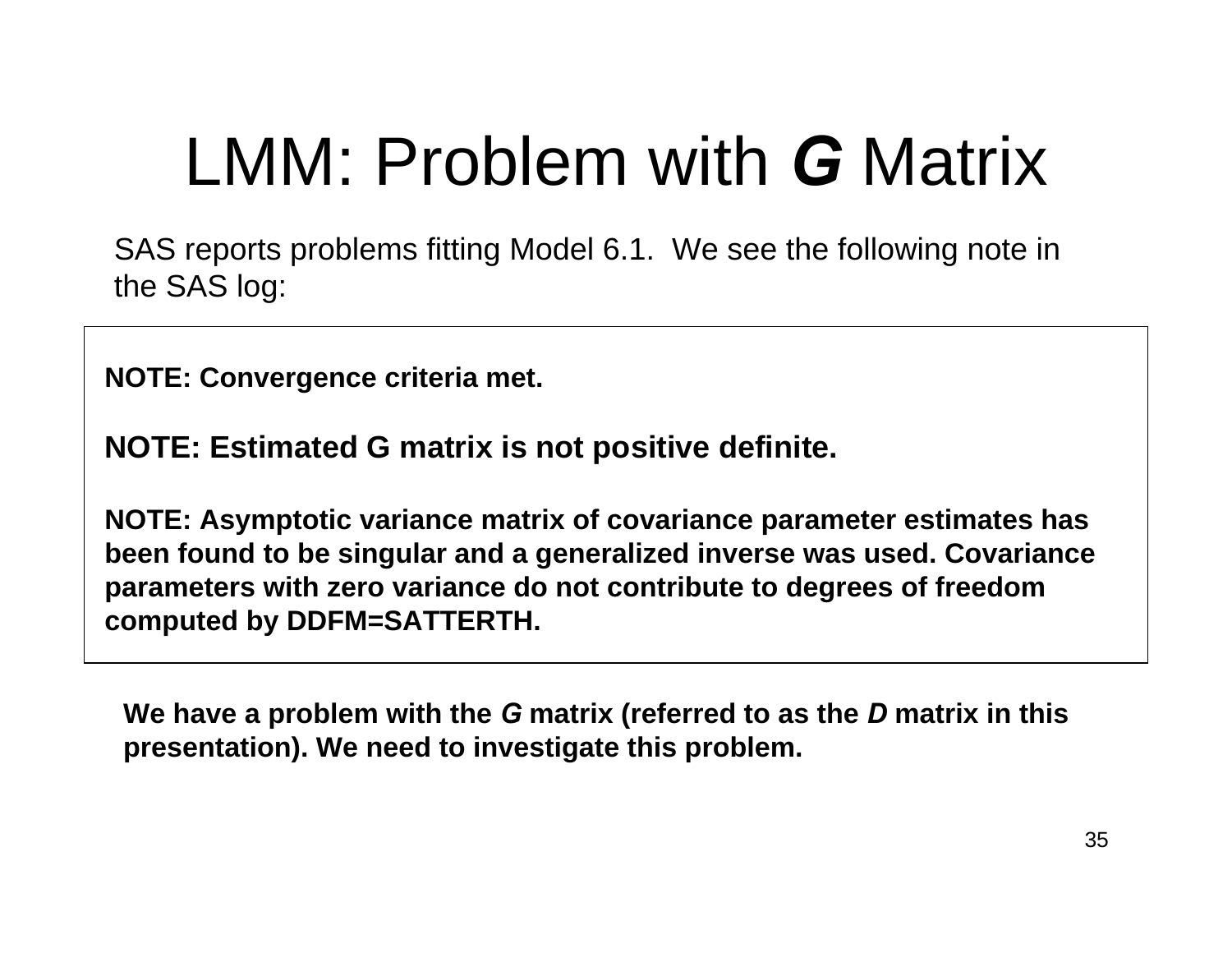# LMM: Problem with ***G*** Matrix

SAS reports problems fitting Model 6.1. We see the following note in the SAS log:

```
NOTE: Convergence criteria met.

NOTE: Estimated G matrix is not positive definite.

NOTE: Asymptotic variance matrix of covariance parameter estimates has
been found to be singular and a generalized inverse was used. Covariance
parameters with zero variance do not contribute to degrees of freedom
computed by DDFM=SATTERTH.
```

**We have a problem with the *G* matrix (referred to as the *D* matrix in this presentation). We need to investigate this problem.**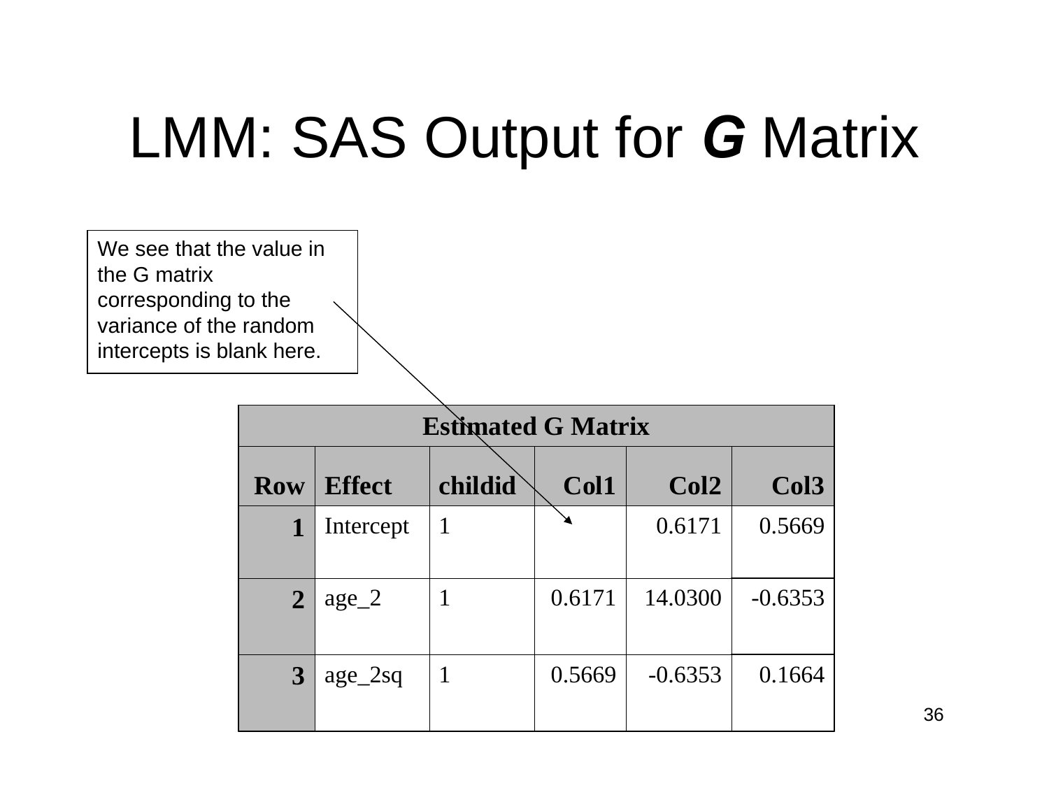# LMM: SAS Output for *G* Matrix

We see that the value in the G matrix corresponding to the variance of the random intercepts is blank here.

| Estimated G Matrix | | | | | |
|---|---|---|---|---|---|
| **Row** | **Effect** | **childid** | **Col1** | **Col2** | **Col3** |
| 1 | Intercept | 1 | | 0.6171 | 0.5669 |
| 2 | age_2 | 1 | 0.6171 | 14.0300 | -0.6353 |
| 3 | age_2sq | 1 | 0.5669 | -0.6353 | 0.1664 |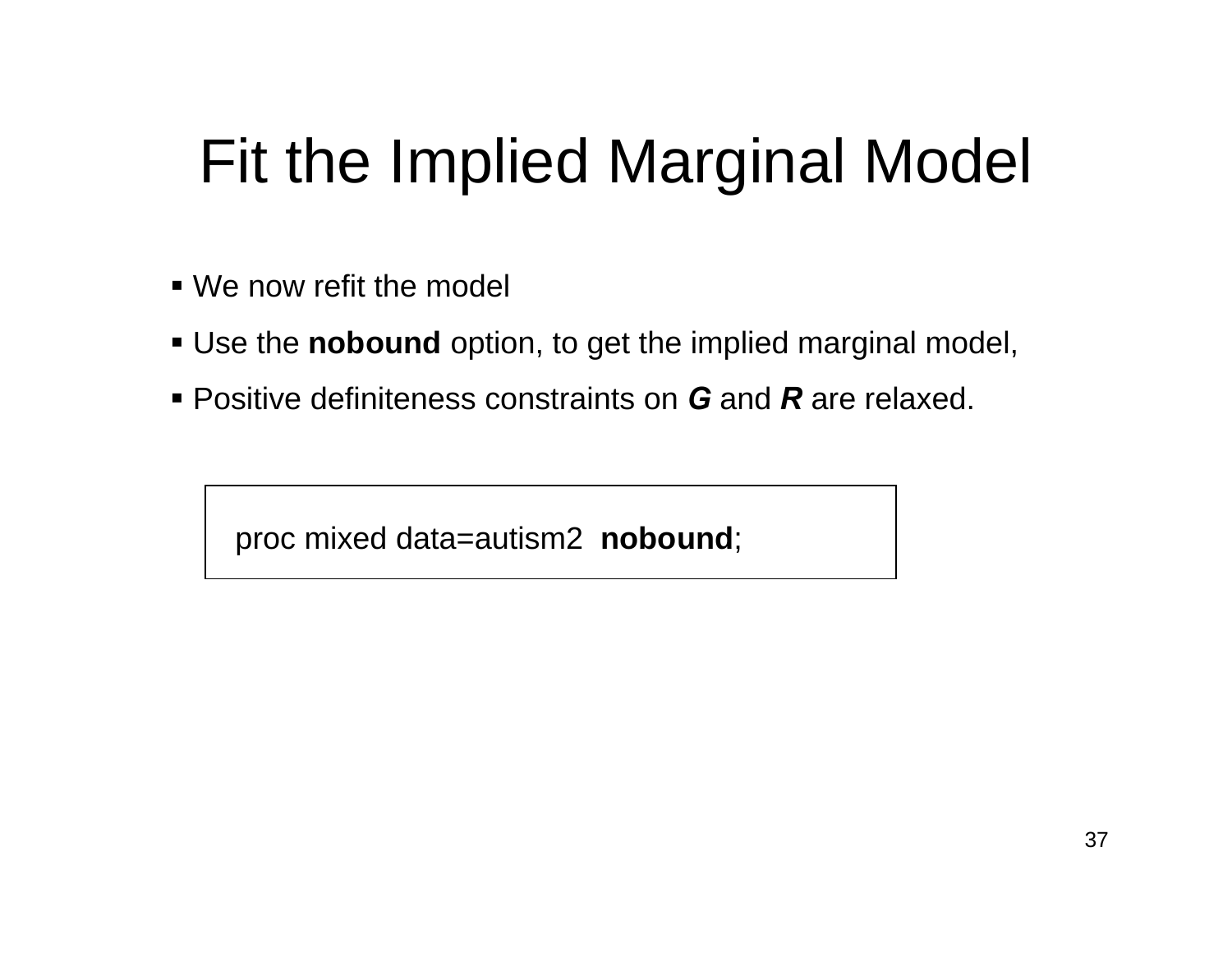# Fit the Implied Marginal Model

- We now refit the model
- Use the **nobound** option, to get the implied marginal model,
- Positive definiteness constraints on ***G*** and ***R*** are relaxed.

```
proc mixed data=autism2  nobound;
```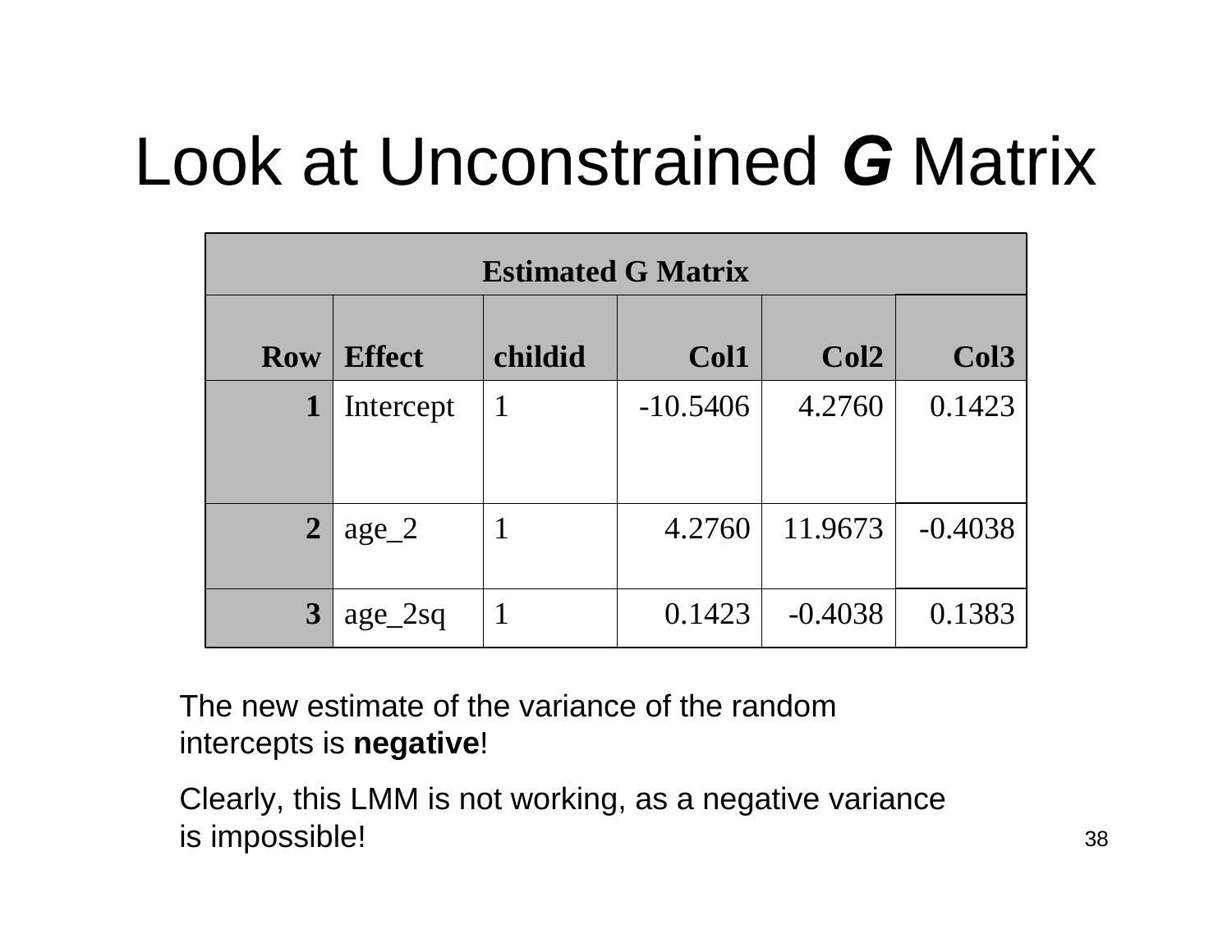# Look at Unconstrained ***G*** Matrix

| Estimated G Matrix | | | | | |
|---|---|---|---|---|---|
| **Row** | **Effect** | **childid** | **Col1** | **Col2** | **Col3** |
| 1 | Intercept | 1 | -10.5406 | 4.2760 | 0.1423 |
| 2 | age_2 | 1 | 4.2760 | 11.9673 | -0.4038 |
| 3 | age_2sq | 1 | 0.1423 | -0.4038 | 0.1383 |

The new estimate of the variance of the random intercepts is **negative**!

Clearly, this LMM is not working, as a negative variance is impossible!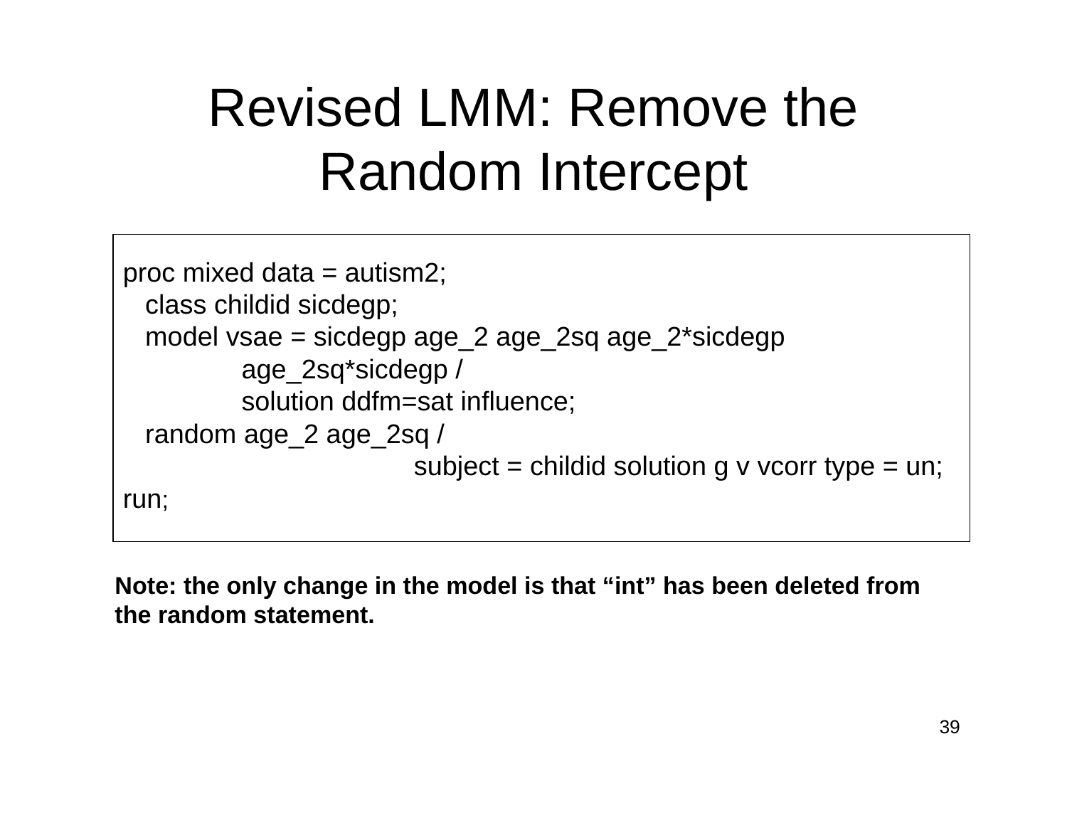# Revised LMM: Remove the Random Intercept

```
proc mixed data = autism2;
   class childid sicdegp;
   model vsae = sicdegp age_2 age_2sq age_2*sicdegp
            age_2sq*sicdegp /
            solution ddfm=sat influence;
   random age_2 age_2sq /
                        subject = childid solution g v vcorr type = un;
run;
```

**Note: the only change in the model is that “int” has been deleted from the random statement.**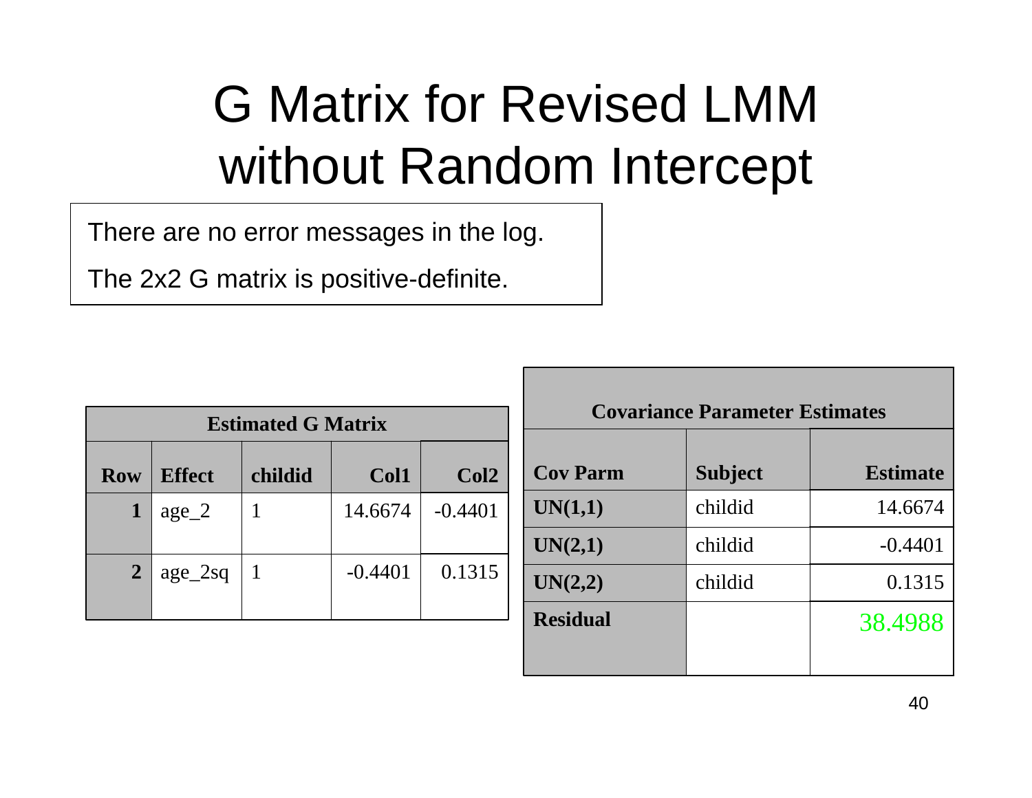# G Matrix for Revised LMM without Random Intercept

There are no error messages in the log.

The 2x2 G matrix is positive-definite.

**Estimated G Matrix**

| Row | Effect | childid | Col1 | Col2 |
|---|---|---|---|---|
| 1 | age_2 | 1 | 14.6674 | -0.4401 |
| 2 | age_2sq | 1 | -0.4401 | 0.1315 |

**Covariance Parameter Estimates**

| Cov Parm | Subject | Estimate |
|---|---|---|
| UN(1,1) | childid | 14.6674 |
| UN(2,1) | childid | -0.4401 |
| UN(2,2) | childid | 0.1315 |
| Residual | | 38.4988 |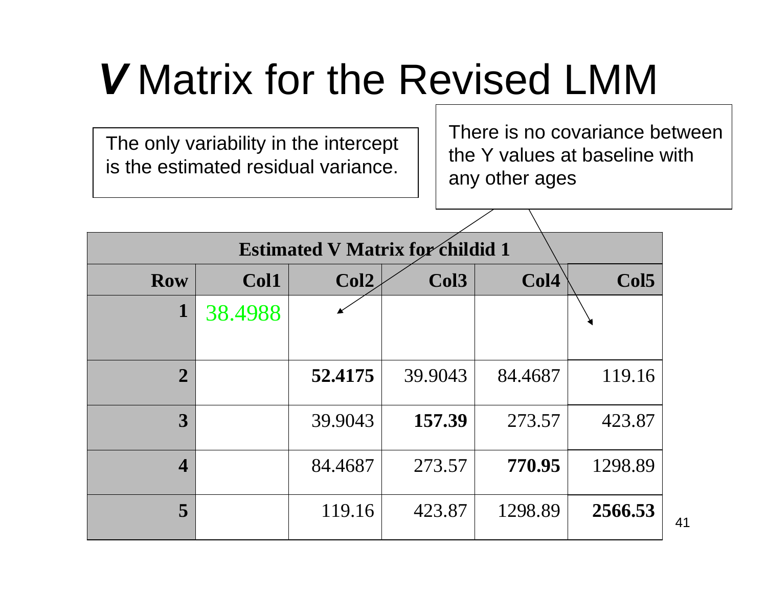# *V* Matrix for the Revised LMM

The only variability in the intercept is the estimated residual variance.

There is no covariance between the Y values at baseline with any other ages

| Estimated V Matrix for childid 1 | | | | | |
|---|---|---|---|---|---|
| **Row** | **Col1** | **Col2** | **Col3** | **Col4** | **Col5** |
| **1** | 38.4988 | | | | |
| **2** | | **52.4175** | 39.9043 | 84.4687 | 119.16 |
| **3** | | 39.9043 | **157.39** | 273.57 | 423.87 |
| **4** | | 84.4687 | 273.57 | **770.95** | 1298.89 |
| **5** | | 119.16 | 423.87 | 1298.89 | **2566.53** |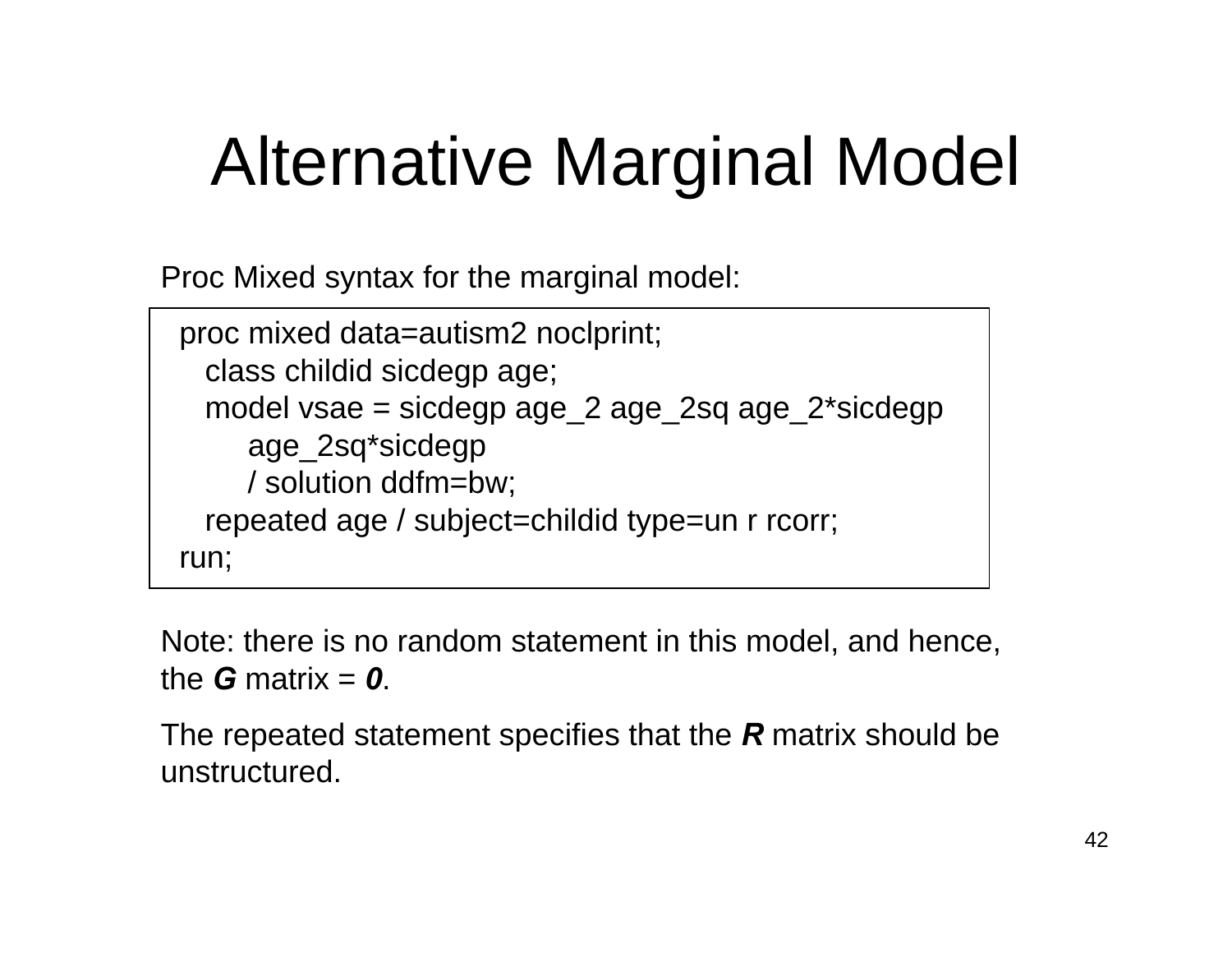# Alternative Marginal Model

Proc Mixed syntax for the marginal model:

```
proc mixed data=autism2 noclprint;
   class childid sicdegp age;
   model vsae = sicdegp age_2 age_2sq age_2*sicdegp
        age_2sq*sicdegp
        / solution ddfm=bw;
   repeated age / subject=childid type=un r rcorr;
run;
```

Note: there is no random statement in this model, and hence, the ***G*** matrix = ***0***.

The repeated statement specifies that the ***R*** matrix should be unstructured.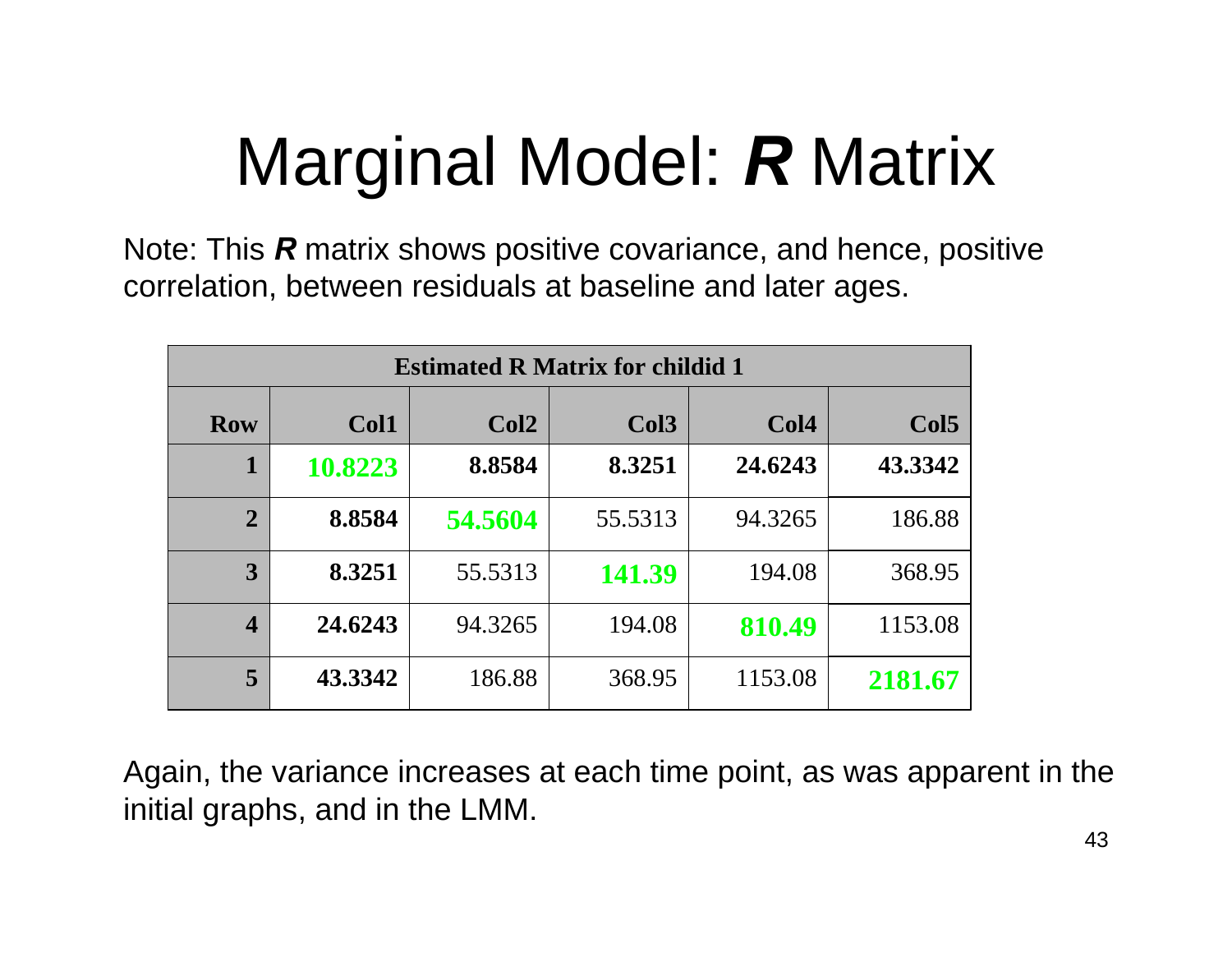# Marginal Model: ***R*** Matrix

Note: This ***R*** matrix shows positive covariance, and hence, positive correlation, between residuals at baseline and later ages.

| **Estimated R Matrix for childid 1** | | | | | |
|---|---|---|---|---|---|
| **Row** | **Col1** | **Col2** | **Col3** | **Col4** | **Col5** |
| **1** | **10.8223** | **8.8584** | **8.3251** | **24.6243** | **43.3342** |
| **2** | **8.8584** | **54.5604** | 55.5313 | 94.3265 | 186.88 |
| **3** | **8.3251** | 55.5313 | **141.39** | 194.08 | 368.95 |
| **4** | **24.6243** | 94.3265 | 194.08 | **810.49** | 1153.08 |
| **5** | **43.3342** | 186.88 | 368.95 | 1153.08 | **2181.67** |

Again, the variance increases at each time point, as was apparent in the initial graphs, and in the LMM.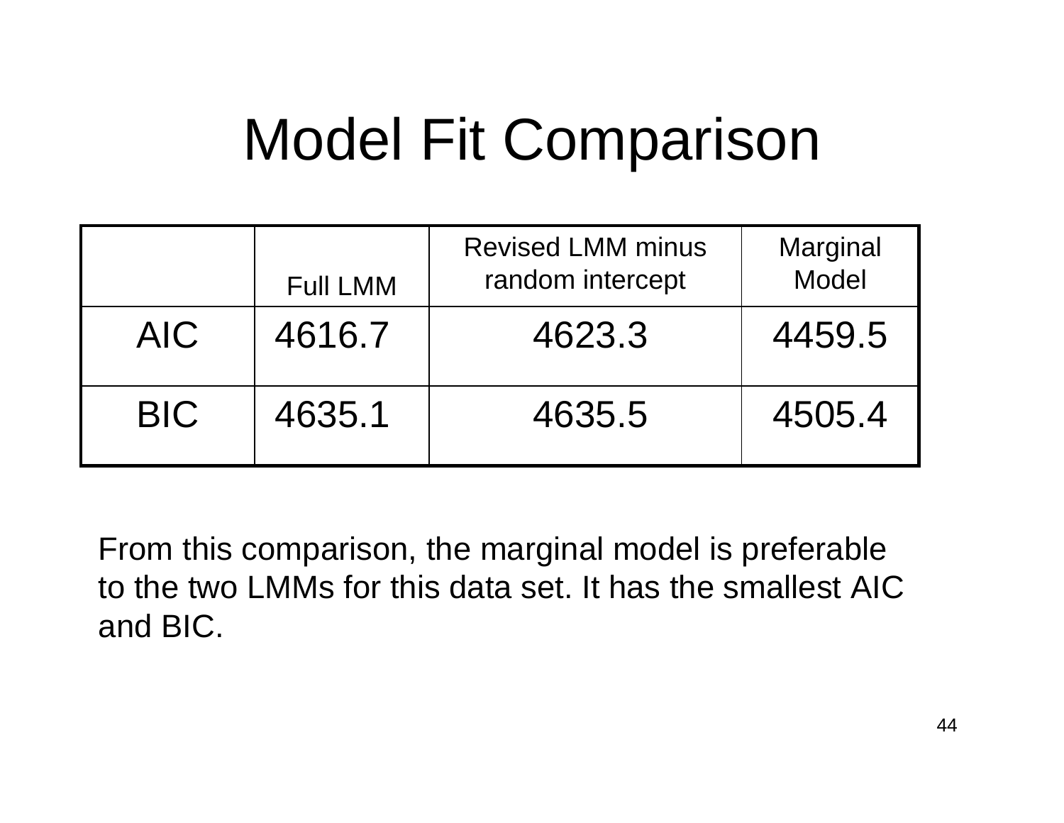# Model Fit Comparison

| | Full LMM | Revised LMM minus random intercept | Marginal Model |
|---|---|---|---|
| AIC | 4616.7 | 4623.3 | 4459.5 |
| BIC | 4635.1 | 4635.5 | 4505.4 |

From this comparison, the marginal model is preferable to the two LMMs for this data set. It has the smallest AIC and BIC.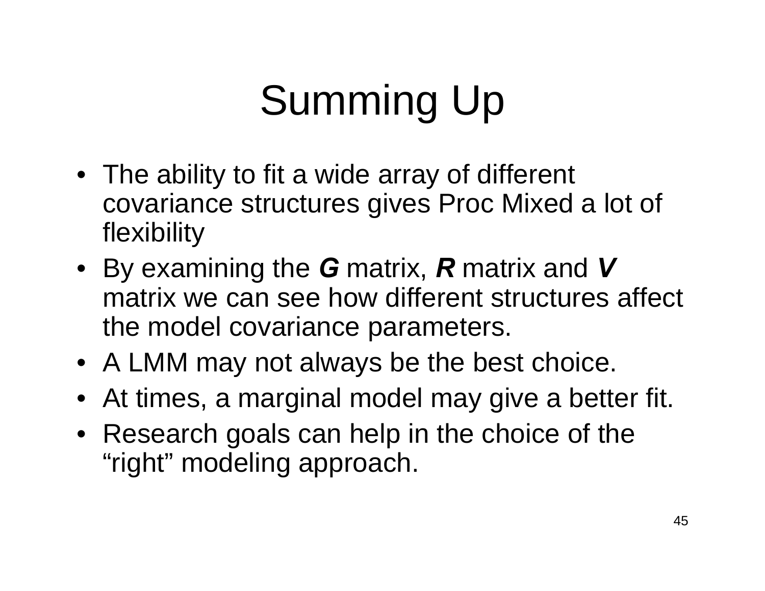# Summing Up

- The ability to fit a wide array of different covariance structures gives Proc Mixed a lot of flexibility
- By examining the ***G*** matrix, ***R*** matrix and ***V*** matrix we can see how different structures affect the model covariance parameters.
- A LMM may not always be the best choice.
- At times, a marginal model may give a better fit.
- Research goals can help in the choice of the “right” modeling approach.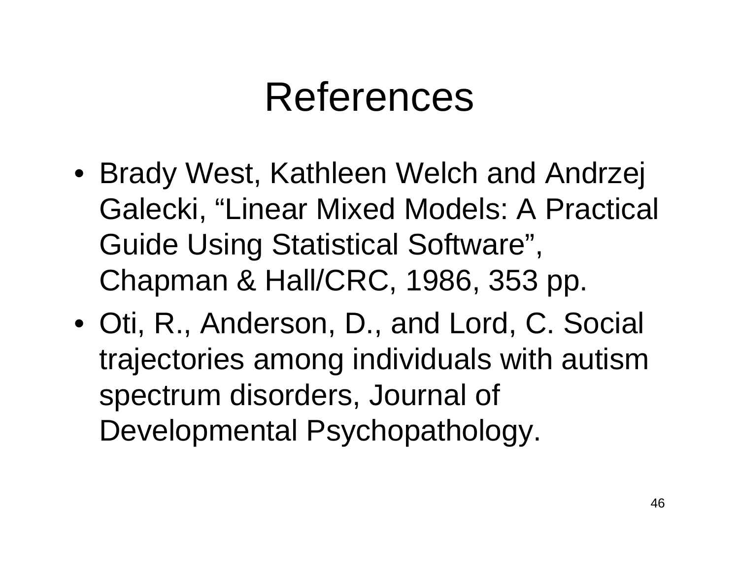# References

- Brady West, Kathleen Welch and Andrzej Galecki, “Linear Mixed Models: A Practical Guide Using Statistical Software”, Chapman & Hall/CRC, 1986, 353 pp.
- Oti, R., Anderson, D., and Lord, C. Social trajectories among individuals with autism spectrum disorders, Journal of Developmental Psychopathology.